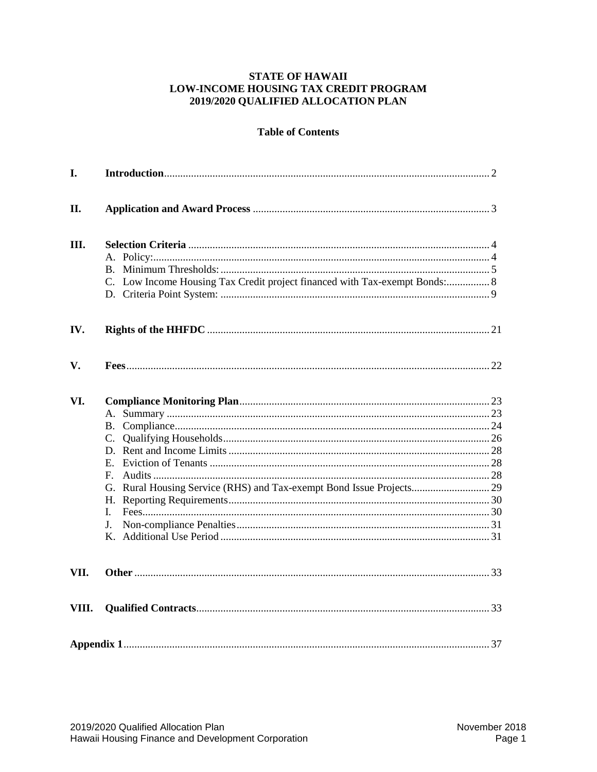**STATE OF HAWAII**
**LOW-INCOME HOUSING TAX CREDIT PROGRAM**
**2019/2020 QUALIFIED ALLOCATION PLAN**

**Table of Contents**

**I. Introduction** ........ 2

**II. Application and Award Process** ........ 3

**III. Selection Criteria** ........ 4
- A. Policy: ........ 4
- B. Minimum Thresholds: ........ 5
- C. Low Income Housing Tax Credit project financed with Tax-exempt Bonds: ........ 8
- D. Criteria Point System: ........ 9

**IV. Rights of the HHFDC** ........ 21

**V. Fees** ........ 22

**VI. Compliance Monitoring Plan** ........ 23
- A. Summary ........ 23
- B. Compliance ........ 24
- C. Qualifying Households ........ 26
- D. Rent and Income Limits ........ 28
- E. Eviction of Tenants ........ 28
- F. Audits ........ 28
- G. Rural Housing Service (RHS) and Tax-exempt Bond Issue Projects ........ 29
- H. Reporting Requirements ........ 30
- I. Fees ........ 30
- J. Non-compliance Penalties ........ 31
- K. Additional Use Period ........ 31

**VII. Other** ........ 33

**VIII. Qualified Contracts** ........ 33

**Appendix 1** ........ 37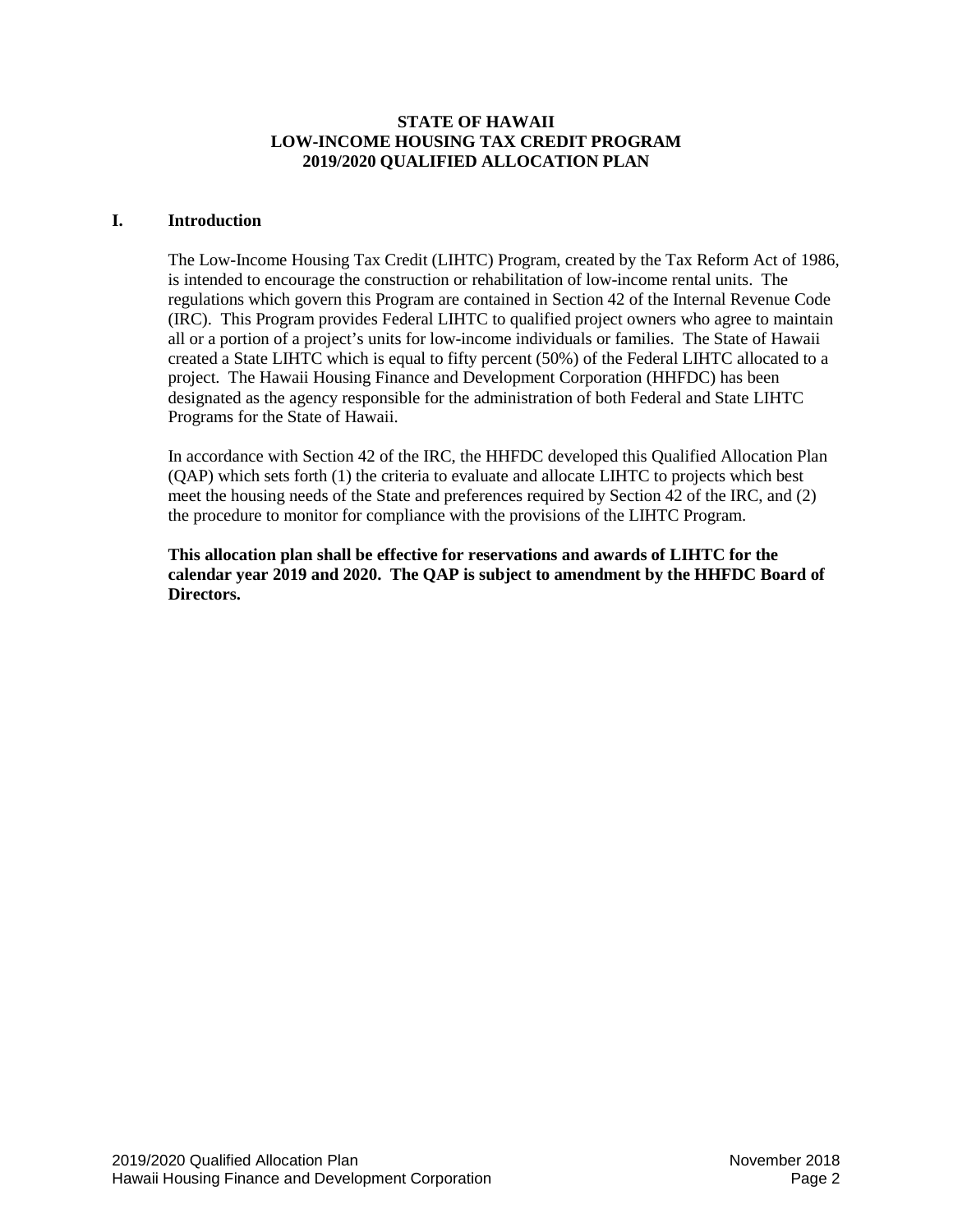**STATE OF HAWAII**
**LOW-INCOME HOUSING TAX CREDIT PROGRAM**
**2019/2020 QUALIFIED ALLOCATION PLAN**

## I. Introduction

The Low-Income Housing Tax Credit (LIHTC) Program, created by the Tax Reform Act of 1986, is intended to encourage the construction or rehabilitation of low-income rental units. The regulations which govern this Program are contained in Section 42 of the Internal Revenue Code (IRC). This Program provides Federal LIHTC to qualified project owners who agree to maintain all or a portion of a project's units for low-income individuals or families. The State of Hawaii created a State LIHTC which is equal to fifty percent (50%) of the Federal LIHTC allocated to a project. The Hawaii Housing Finance and Development Corporation (HHFDC) has been designated as the agency responsible for the administration of both Federal and State LIHTC Programs for the State of Hawaii.

In accordance with Section 42 of the IRC, the HHFDC developed this Qualified Allocation Plan (QAP) which sets forth (1) the criteria to evaluate and allocate LIHTC to projects which best meet the housing needs of the State and preferences required by Section 42 of the IRC, and (2) the procedure to monitor for compliance with the provisions of the LIHTC Program.

**This allocation plan shall be effective for reservations and awards of LIHTC for the calendar year 2019 and 2020. The QAP is subject to amendment by the HHFDC Board of Directors.**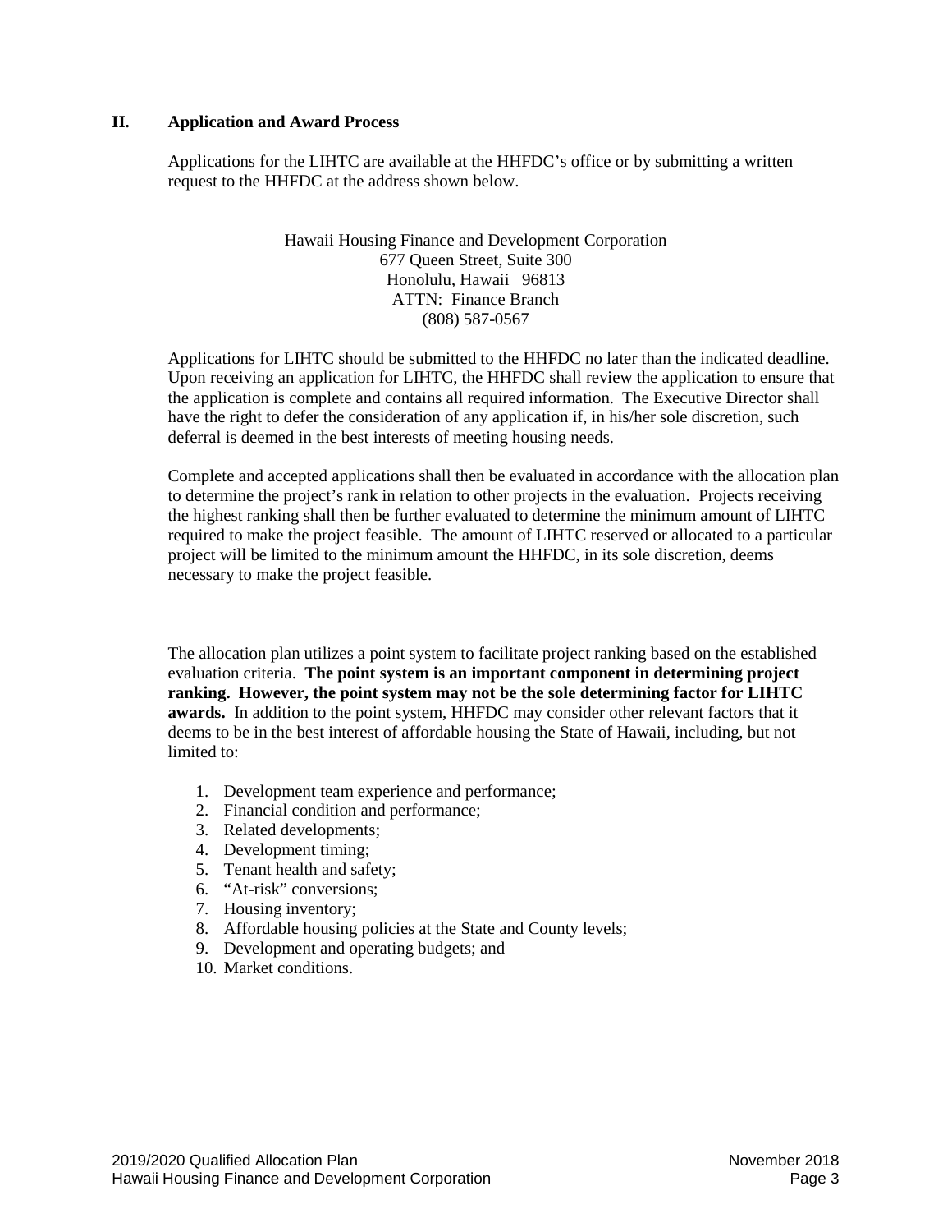## II. Application and Award Process

Applications for the LIHTC are available at the HHFDC's office or by submitting a written request to the HHFDC at the address shown below.

Hawaii Housing Finance and Development Corporation
677 Queen Street, Suite 300
Honolulu, Hawaii 96813
ATTN: Finance Branch
(808) 587-0567

Applications for LIHTC should be submitted to the HHFDC no later than the indicated deadline. Upon receiving an application for LIHTC, the HHFDC shall review the application to ensure that the application is complete and contains all required information. The Executive Director shall have the right to defer the consideration of any application if, in his/her sole discretion, such deferral is deemed in the best interests of meeting housing needs.

Complete and accepted applications shall then be evaluated in accordance with the allocation plan to determine the project's rank in relation to other projects in the evaluation. Projects receiving the highest ranking shall then be further evaluated to determine the minimum amount of LIHTC required to make the project feasible. The amount of LIHTC reserved or allocated to a particular project will be limited to the minimum amount the HHFDC, in its sole discretion, deems necessary to make the project feasible.

The allocation plan utilizes a point system to facilitate project ranking based on the established evaluation criteria. **The point system is an important component in determining project ranking. However, the point system may not be the sole determining factor for LIHTC awards.** In addition to the point system, HHFDC may consider other relevant factors that it deems to be in the best interest of affordable housing the State of Hawaii, including, but not limited to:

1. Development team experience and performance;
2. Financial condition and performance;
3. Related developments;
4. Development timing;
5. Tenant health and safety;
6. "At-risk" conversions;
7. Housing inventory;
8. Affordable housing policies at the State and County levels;
9. Development and operating budgets; and
10. Market conditions.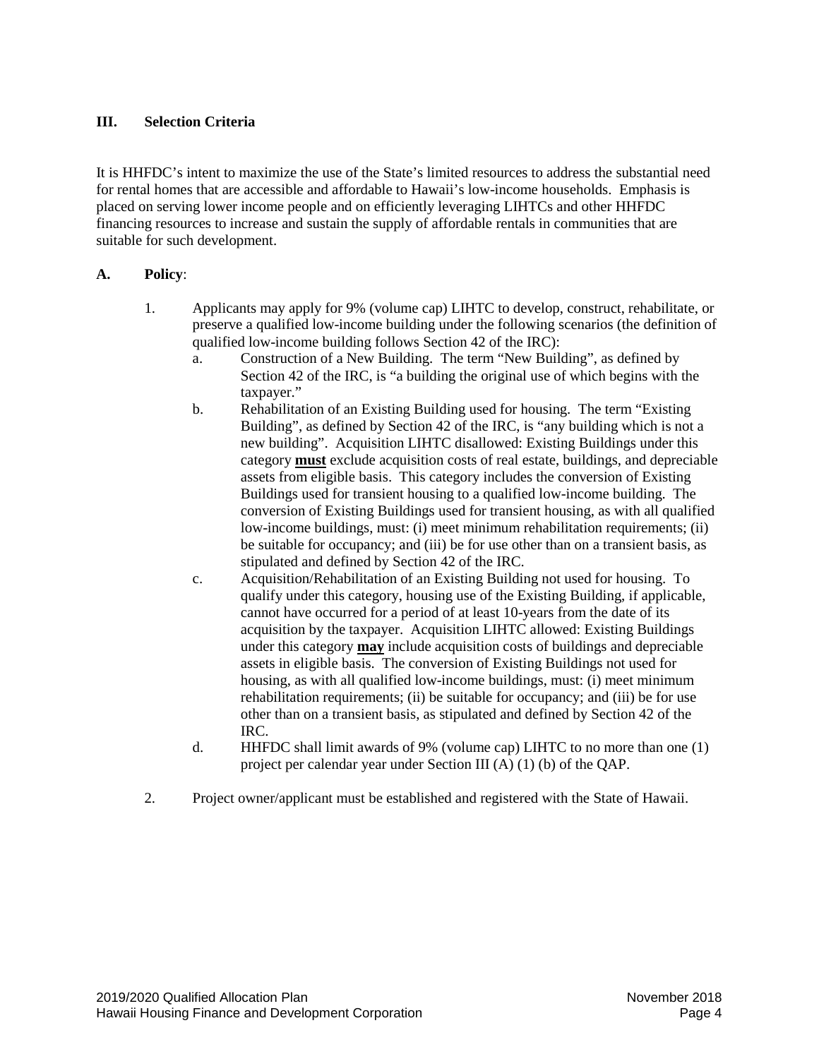## III. Selection Criteria

It is HHFDC's intent to maximize the use of the State's limited resources to address the substantial need for rental homes that are accessible and affordable to Hawaii's low-income households. Emphasis is placed on serving lower income people and on efficiently leveraging LIHTCs and other HHFDC financing resources to increase and sustain the supply of affordable rentals in communities that are suitable for such development.

### A. **Policy**:

1. Applicants may apply for 9% (volume cap) LIHTC to develop, construct, rehabilitate, or preserve a qualified low-income building under the following scenarios (the definition of qualified low-income building follows Section 42 of the IRC):
   a. Construction of a New Building. The term "New Building", as defined by Section 42 of the IRC, is "a building the original use of which begins with the taxpayer."
   b. Rehabilitation of an Existing Building used for housing. The term "Existing Building", as defined by Section 42 of the IRC, is "any building which is not a new building". Acquisition LIHTC disallowed: Existing Buildings under this category **must** exclude acquisition costs of real estate, buildings, and depreciable assets from eligible basis. This category includes the conversion of Existing Buildings used for transient housing to a qualified low-income building. The conversion of Existing Buildings used for transient housing, as with all qualified low-income buildings, must: (i) meet minimum rehabilitation requirements; (ii) be suitable for occupancy; and (iii) be for use other than on a transient basis, as stipulated and defined by Section 42 of the IRC.
   c. Acquisition/Rehabilitation of an Existing Building not used for housing. To qualify under this category, housing use of the Existing Building, if applicable, cannot have occurred for a period of at least 10-years from the date of its acquisition by the taxpayer. Acquisition LIHTC allowed: Existing Buildings under this category **may** include acquisition costs of buildings and depreciable assets in eligible basis. The conversion of Existing Buildings not used for housing, as with all qualified low-income buildings, must: (i) meet minimum rehabilitation requirements; (ii) be suitable for occupancy; and (iii) be for use other than on a transient basis, as stipulated and defined by Section 42 of the IRC.
   d. HHFDC shall limit awards of 9% (volume cap) LIHTC to no more than one (1) project per calendar year under Section III (A) (1) (b) of the QAP.

2. Project owner/applicant must be established and registered with the State of Hawaii.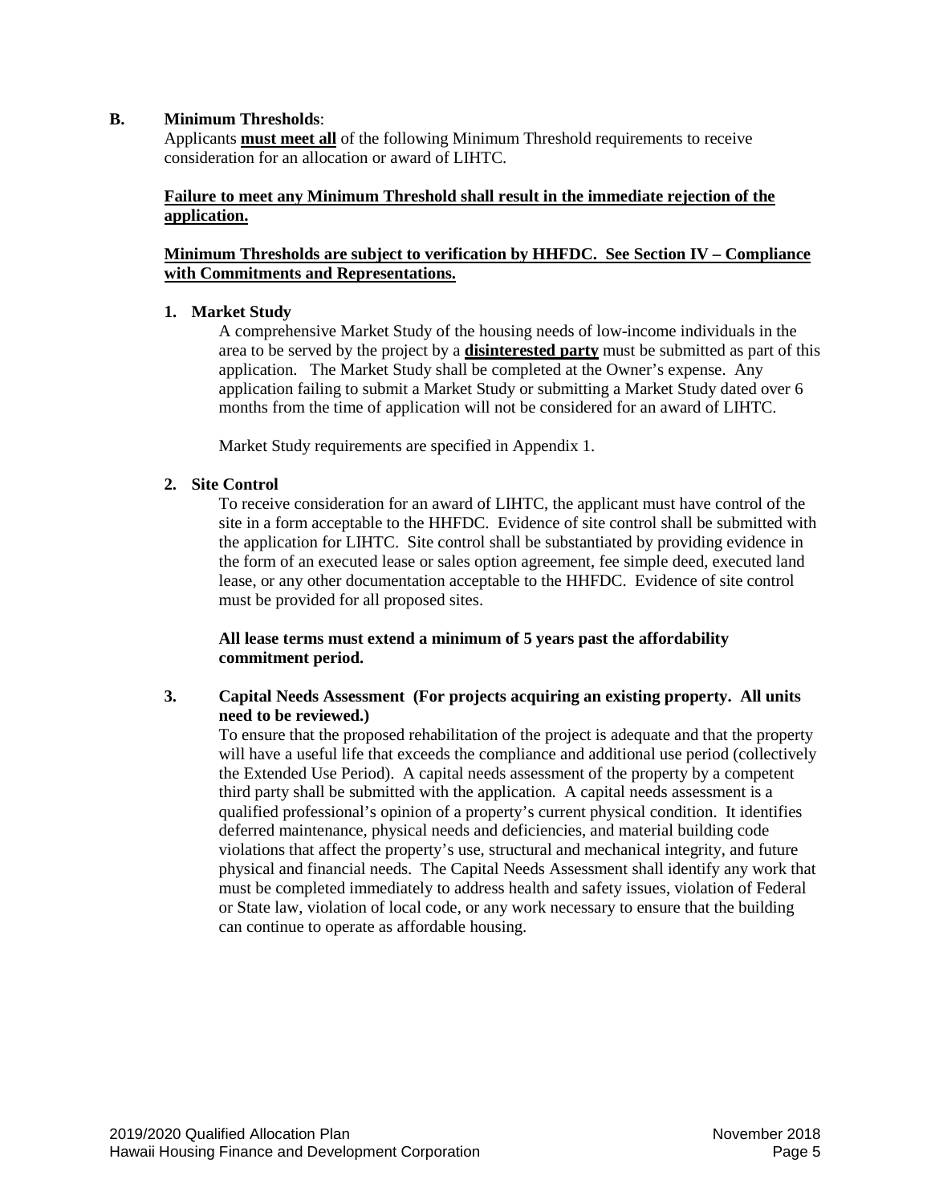## B. Minimum Thresholds:

Applicants **must meet all** of the following Minimum Threshold requirements to receive consideration for an allocation or award of LIHTC.

**Failure to meet any Minimum Threshold shall result in the immediate rejection of the application.**

**Minimum Thresholds are subject to verification by HHFDC. See Section IV – Compliance with Commitments and Representations.**

### 1. Market Study

A comprehensive Market Study of the housing needs of low-income individuals in the area to be served by the project by a **disinterested party** must be submitted as part of this application. The Market Study shall be completed at the Owner's expense. Any application failing to submit a Market Study or submitting a Market Study dated over 6 months from the time of application will not be considered for an award of LIHTC.

Market Study requirements are specified in Appendix 1.

### 2. Site Control

To receive consideration for an award of LIHTC, the applicant must have control of the site in a form acceptable to the HHFDC. Evidence of site control shall be submitted with the application for LIHTC. Site control shall be substantiated by providing evidence in the form of an executed lease or sales option agreement, fee simple deed, executed land lease, or any other documentation acceptable to the HHFDC. Evidence of site control must be provided for all proposed sites.

**All lease terms must extend a minimum of 5 years past the affordability commitment period.**

### 3. Capital Needs Assessment (For projects acquiring an existing property. All units need to be reviewed.)

To ensure that the proposed rehabilitation of the project is adequate and that the property will have a useful life that exceeds the compliance and additional use period (collectively the Extended Use Period). A capital needs assessment of the property by a competent third party shall be submitted with the application. A capital needs assessment is a qualified professional's opinion of a property's current physical condition. It identifies deferred maintenance, physical needs and deficiencies, and material building code violations that affect the property's use, structural and mechanical integrity, and future physical and financial needs. The Capital Needs Assessment shall identify any work that must be completed immediately to address health and safety issues, violation of Federal or State law, violation of local code, or any work necessary to ensure that the building can continue to operate as affordable housing.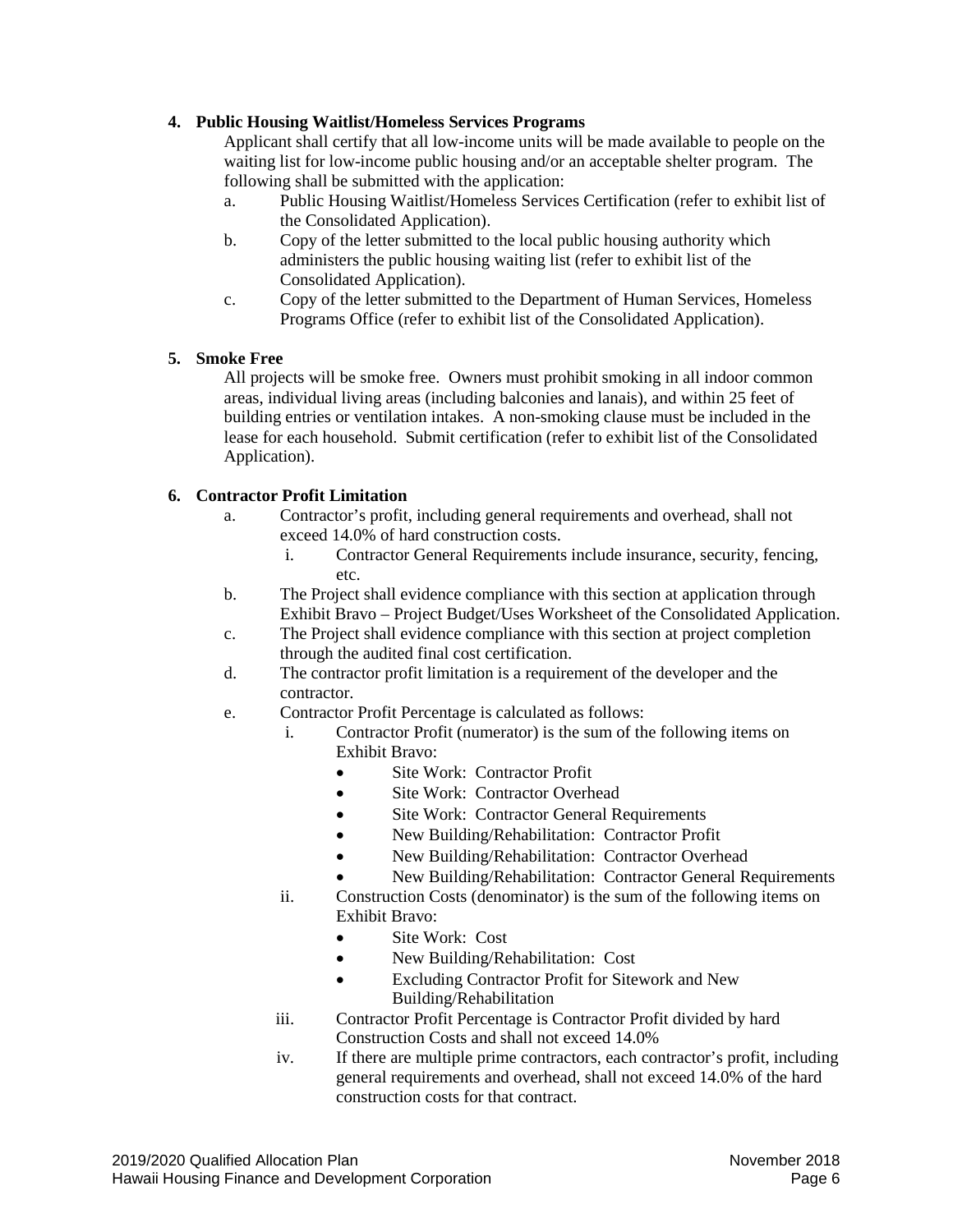**4. Public Housing Waitlist/Homeless Services Programs**

Applicant shall certify that all low-income units will be made available to people on the waiting list for low-income public housing and/or an acceptable shelter program. The following shall be submitted with the application:

a. Public Housing Waitlist/Homeless Services Certification (refer to exhibit list of the Consolidated Application).

b. Copy of the letter submitted to the local public housing authority which administers the public housing waiting list (refer to exhibit list of the Consolidated Application).

c. Copy of the letter submitted to the Department of Human Services, Homeless Programs Office (refer to exhibit list of the Consolidated Application).

**5. Smoke Free**

All projects will be smoke free. Owners must prohibit smoking in all indoor common areas, individual living areas (including balconies and lanais), and within 25 feet of building entries or ventilation intakes. A non-smoking clause must be included in the lease for each household. Submit certification (refer to exhibit list of the Consolidated Application).

**6. Contractor Profit Limitation**

a. Contractor's profit, including general requirements and overhead, shall not exceed 14.0% of hard construction costs.
   - i. Contractor General Requirements include insurance, security, fencing, etc.

b. The Project shall evidence compliance with this section at application through Exhibit Bravo – Project Budget/Uses Worksheet of the Consolidated Application.

c. The Project shall evidence compliance with this section at project completion through the audited final cost certification.

d. The contractor profit limitation is a requirement of the developer and the contractor.

e. Contractor Profit Percentage is calculated as follows:
   - i. Contractor Profit (numerator) is the sum of the following items on Exhibit Bravo:
     - Site Work: Contractor Profit
     - Site Work: Contractor Overhead
     - Site Work: Contractor General Requirements
     - New Building/Rehabilitation: Contractor Profit
     - New Building/Rehabilitation: Contractor Overhead
     - New Building/Rehabilitation: Contractor General Requirements
   - ii. Construction Costs (denominator) is the sum of the following items on Exhibit Bravo:
     - Site Work: Cost
     - New Building/Rehabilitation: Cost
     - Excluding Contractor Profit for Sitework and New Building/Rehabilitation
   - iii. Contractor Profit Percentage is Contractor Profit divided by hard Construction Costs and shall not exceed 14.0%
   - iv. If there are multiple prime contractors, each contractor's profit, including general requirements and overhead, shall not exceed 14.0% of the hard construction costs for that contract.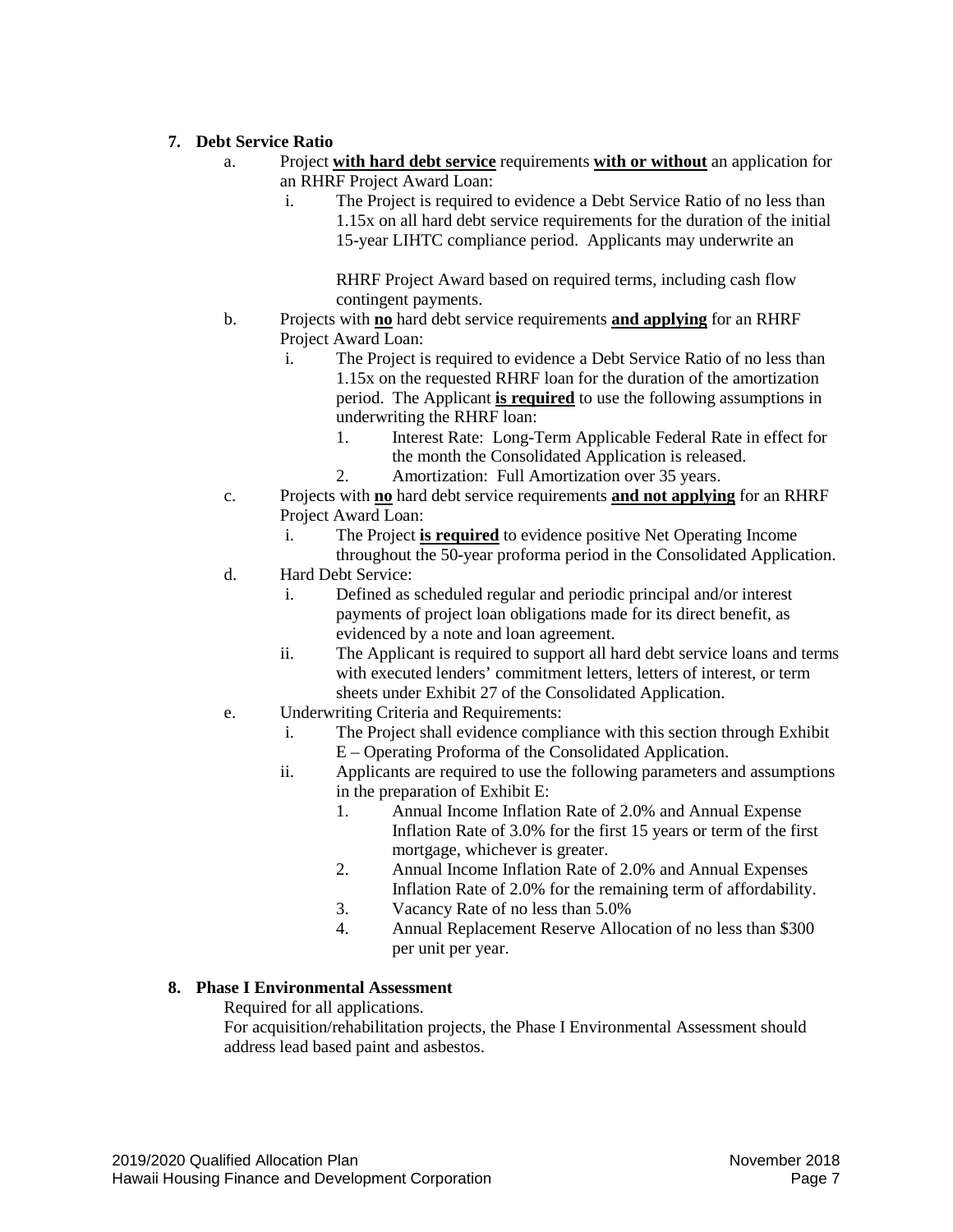**7. Debt Service Ratio**

a. Project **with hard debt service** requirements **with or without** an application for an RHRF Project Award Loan:

   i. The Project is required to evidence a Debt Service Ratio of no less than 1.15x on all hard debt service requirements for the duration of the initial 15-year LIHTC compliance period. Applicants may underwrite an RHRF Project Award based on required terms, including cash flow contingent payments.

b. Projects with **no** hard debt service requirements **and applying** for an RHRF Project Award Loan:

   i. The Project is required to evidence a Debt Service Ratio of no less than 1.15x on the requested RHRF loan for the duration of the amortization period. The Applicant **is required** to use the following assumptions in underwriting the RHRF loan:

      1. Interest Rate: Long-Term Applicable Federal Rate in effect for the month the Consolidated Application is released.
      2. Amortization: Full Amortization over 35 years.

c. Projects with **no** hard debt service requirements **and not applying** for an RHRF Project Award Loan:

   i. The Project **is required** to evidence positive Net Operating Income throughout the 50-year proforma period in the Consolidated Application.

d. Hard Debt Service:

   i. Defined as scheduled regular and periodic principal and/or interest payments of project loan obligations made for its direct benefit, as evidenced by a note and loan agreement.

   ii. The Applicant is required to support all hard debt service loans and terms with executed lenders' commitment letters, letters of interest, or term sheets under Exhibit 27 of the Consolidated Application.

e. Underwriting Criteria and Requirements:

   i. The Project shall evidence compliance with this section through Exhibit E – Operating Proforma of the Consolidated Application.

   ii. Applicants are required to use the following parameters and assumptions in the preparation of Exhibit E:

      1. Annual Income Inflation Rate of 2.0% and Annual Expense Inflation Rate of 3.0% for the first 15 years or term of the first mortgage, whichever is greater.
      2. Annual Income Inflation Rate of 2.0% and Annual Expenses Inflation Rate of 2.0% for the remaining term of affordability.
      3. Vacancy Rate of no less than 5.0%
      4. Annual Replacement Reserve Allocation of no less than $300 per unit per year.

**8. Phase I Environmental Assessment**

Required for all applications.

For acquisition/rehabilitation projects, the Phase I Environmental Assessment should address lead based paint and asbestos.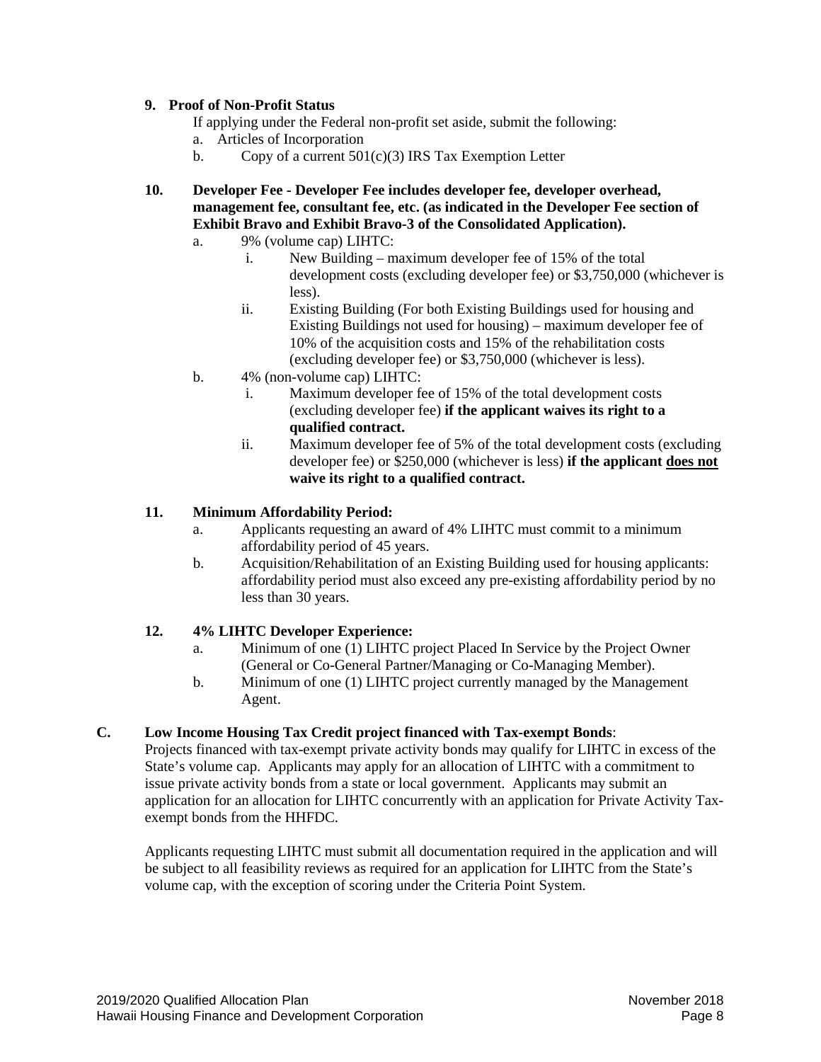**9. Proof of Non-Profit Status**

If applying under the Federal non-profit set aside, submit the following:

a. Articles of Incorporation

b. Copy of a current 501(c)(3) IRS Tax Exemption Letter

**10. Developer Fee - Developer Fee includes developer fee, developer overhead, management fee, consultant fee, etc. (as indicated in the Developer Fee section of Exhibit Bravo and Exhibit Bravo-3 of the Consolidated Application).**

a. 9% (volume cap) LIHTC:

i. New Building – maximum developer fee of 15% of the total development costs (excluding developer fee) or $3,750,000 (whichever is less).

ii. Existing Building (For both Existing Buildings used for housing and Existing Buildings not used for housing) – maximum developer fee of 10% of the acquisition costs and 15% of the rehabilitation costs (excluding developer fee) or $3,750,000 (whichever is less).

b. 4% (non-volume cap) LIHTC:

i. Maximum developer fee of 15% of the total development costs (excluding developer fee) **if the applicant waives its right to a qualified contract.**

ii. Maximum developer fee of 5% of the total development costs (excluding developer fee) or $250,000 (whichever is less) **if the applicant <u>does not</u> waive its right to a qualified contract.**

**11. Minimum Affordability Period:**

a. Applicants requesting an award of 4% LIHTC must commit to a minimum affordability period of 45 years.

b. Acquisition/Rehabilitation of an Existing Building used for housing applicants: affordability period must also exceed any pre-existing affordability period by no less than 30 years.

**12. 4% LIHTC Developer Experience:**

a. Minimum of one (1) LIHTC project Placed In Service by the Project Owner (General or Co-General Partner/Managing or Co-Managing Member).

b. Minimum of one (1) LIHTC project currently managed by the Management Agent.

**C. Low Income Housing Tax Credit project financed with Tax-exempt Bonds**:

Projects financed with tax-exempt private activity bonds may qualify for LIHTC in excess of the State's volume cap. Applicants may apply for an allocation of LIHTC with a commitment to issue private activity bonds from a state or local government. Applicants may submit an application for an allocation for LIHTC concurrently with an application for Private Activity Tax-exempt bonds from the HHFDC.

Applicants requesting LIHTC must submit all documentation required in the application and will be subject to all feasibility reviews as required for an application for LIHTC from the State's volume cap, with the exception of scoring under the Criteria Point System.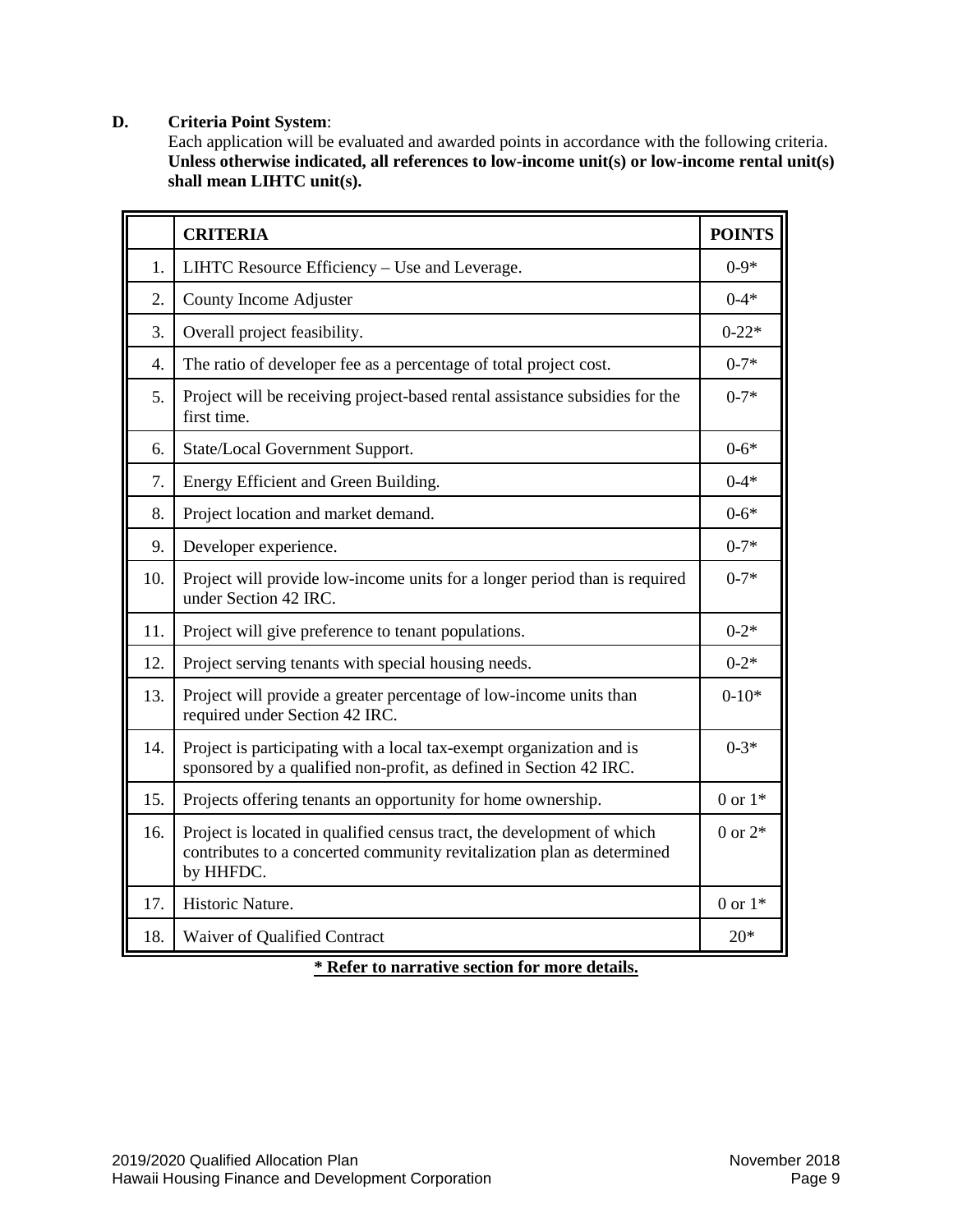**D. Criteria Point System**:

Each application will be evaluated and awarded points in accordance with the following criteria. **Unless otherwise indicated, all references to low-income unit(s) or low-income rental unit(s) shall mean LIHTC unit(s).**

| | **CRITERIA** | **POINTS** |
|---|---|---|
| 1. | LIHTC Resource Efficiency – Use and Leverage. | 0-9* |
| 2. | County Income Adjuster | 0-4* |
| 3. | Overall project feasibility. | 0-22* |
| 4. | The ratio of developer fee as a percentage of total project cost. | 0-7* |
| 5. | Project will be receiving project-based rental assistance subsidies for the first time. | 0-7* |
| 6. | State/Local Government Support. | 0-6* |
| 7. | Energy Efficient and Green Building. | 0-4* |
| 8. | Project location and market demand. | 0-6* |
| 9. | Developer experience. | 0-7* |
| 10. | Project will provide low-income units for a longer period than is required under Section 42 IRC. | 0-7* |
| 11. | Project will give preference to tenant populations. | 0-2* |
| 12. | Project serving tenants with special housing needs. | 0-2* |
| 13. | Project will provide a greater percentage of low-income units than required under Section 42 IRC. | 0-10* |
| 14. | Project is participating with a local tax-exempt organization and is sponsored by a qualified non-profit, as defined in Section 42 IRC. | 0-3* |
| 15. | Projects offering tenants an opportunity for home ownership. | 0 or 1* |
| 16. | Project is located in qualified census tract, the development of which contributes to a concerted community revitalization plan as determined by HHFDC. | 0 or 2* |
| 17. | Historic Nature. | 0 or 1* |
| 18. | Waiver of Qualified Contract | 20* |

**\* Refer to narrative section for more details.**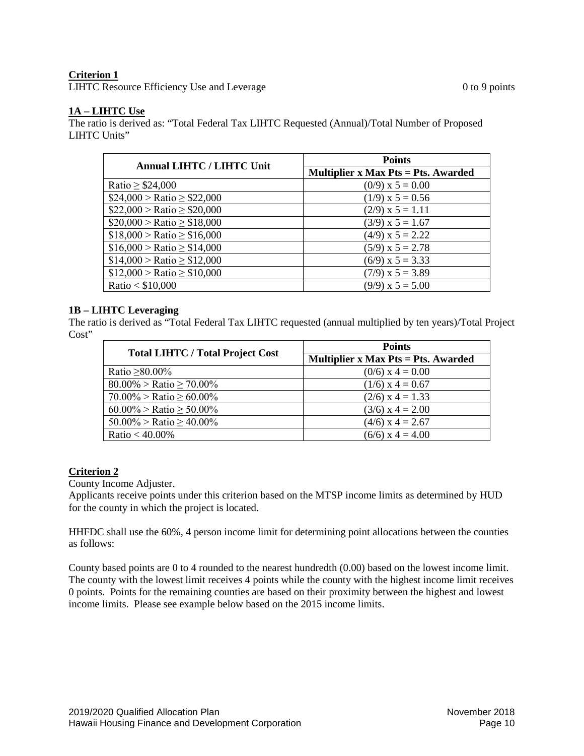**Criterion 1**

LIHTC Resource Efficiency Use and Leverage 0 to 9 points

**1A – LIHTC Use**

The ratio is derived as: "Total Federal Tax LIHTC Requested (Annual)/Total Number of Proposed LIHTC Units"

| Annual LIHTC / LIHTC Unit | Points |
|---|---|
| | Multiplier x Max Pts = Pts. Awarded |
| Ratio ≥ $24,000 | (0/9) x 5 = 0.00 |
| $24,000 > Ratio ≥ $22,000 | (1/9) x 5 = 0.56 |
| $22,000 > Ratio ≥ $20,000 | (2/9) x 5 = 1.11 |
| $20,000 > Ratio ≥ $18,000 | (3/9) x 5 = 1.67 |
| $18,000 > Ratio ≥ $16,000 | (4/9) x 5 = 2.22 |
| $16,000 > Ratio ≥ $14,000 | (5/9) x 5 = 2.78 |
| $14,000 > Ratio ≥ $12,000 | (6/9) x 5 = 3.33 |
| $12,000 > Ratio ≥ $10,000 | (7/9) x 5 = 3.89 |
| Ratio < $10,000 | (9/9) x 5 = 5.00 |

**1B – LIHTC Leveraging**

The ratio is derived as "Total Federal Tax LIHTC requested (annual multiplied by ten years)/Total Project Cost"

| Total LIHTC / Total Project Cost | Points |
|---|---|
| | Multiplier x Max Pts = Pts. Awarded |
| Ratio ≥80.00% | (0/6) x 4 = 0.00 |
| 80.00% > Ratio ≥ 70.00% | (1/6) x 4 = 0.67 |
| 70.00% > Ratio ≥ 60.00% | (2/6) x 4 = 1.33 |
| 60.00% > Ratio ≥ 50.00% | (3/6) x 4 = 2.00 |
| 50.00% > Ratio ≥ 40.00% | (4/6) x 4 = 2.67 |
| Ratio < 40.00% | (6/6) x 4 = 4.00 |

**Criterion 2**

County Income Adjuster.

Applicants receive points under this criterion based on the MTSP income limits as determined by HUD for the county in which the project is located.

HHFDC shall use the 60%, 4 person income limit for determining point allocations between the counties as follows:

County based points are 0 to 4 rounded to the nearest hundredth (0.00) based on the lowest income limit. The county with the lowest limit receives 4 points while the county with the highest income limit receives 0 points. Points for the remaining counties are based on their proximity between the highest and lowest income limits. Please see example below based on the 2015 income limits.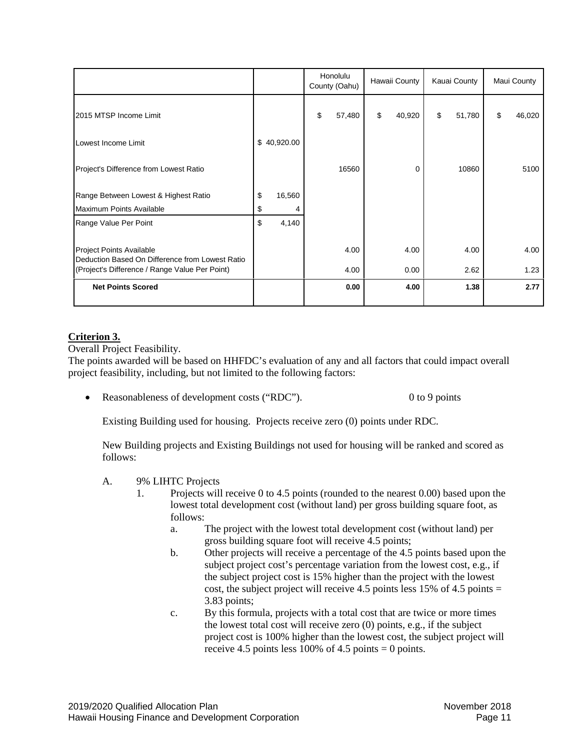| | | Honolulu County (Oahu) | Hawaii County | Kauai County | Maui County |
|---|---|---|---|---|---|
| 2015 MTSP Income Limit | | $ 57,480 | $ 40,920 | $ 51,780 | $ 46,020 |
| Lowest Income Limit | $ 40,920.00 | | | | |
| Project's Difference from Lowest Ratio | | 16560 | 0 | 10860 | 5100 |
| Range Between Lowest & Highest Ratio | $ 16,560 | | | | |
| Maximum Points Available | $ 4 | | | | |
| Range Value Per Point | $ 4,140 | | | | |
| Project Points Available | | 4.00 | 4.00 | 4.00 | 4.00 |
| Deduction Based On Difference from Lowest Ratio (Project's Difference / Range Value Per Point) | | 4.00 | 0.00 | 2.62 | 1.23 |
| **Net Points Scored** | | **0.00** | **4.00** | **1.38** | **2.77** |

**Criterion 3.**

Overall Project Feasibility.

The points awarded will be based on HHFDC's evaluation of any and all factors that could impact overall project feasibility, including, but not limited to the following factors:

- Reasonableness of development costs ("RDC"). 0 to 9 points

  Existing Building used for housing. Projects receive zero (0) points under RDC.

  New Building projects and Existing Buildings not used for housing will be ranked and scored as follows:

  A. 9% LIHTC Projects
     1. Projects will receive 0 to 4.5 points (rounded to the nearest 0.00) based upon the lowest total development cost (without land) per gross building square foot, as follows:
        a. The project with the lowest total development cost (without land) per gross building square foot will receive 4.5 points;
        b. Other projects will receive a percentage of the 4.5 points based upon the subject project cost's percentage variation from the lowest cost, e.g., if the subject project cost is 15% higher than the project with the lowest cost, the subject project will receive 4.5 points less 15% of 4.5 points = 3.83 points;
        c. By this formula, projects with a total cost that are twice or more times the lowest total cost will receive zero (0) points, e.g., if the subject project cost is 100% higher than the lowest cost, the subject project will receive 4.5 points less 100% of 4.5 points = 0 points.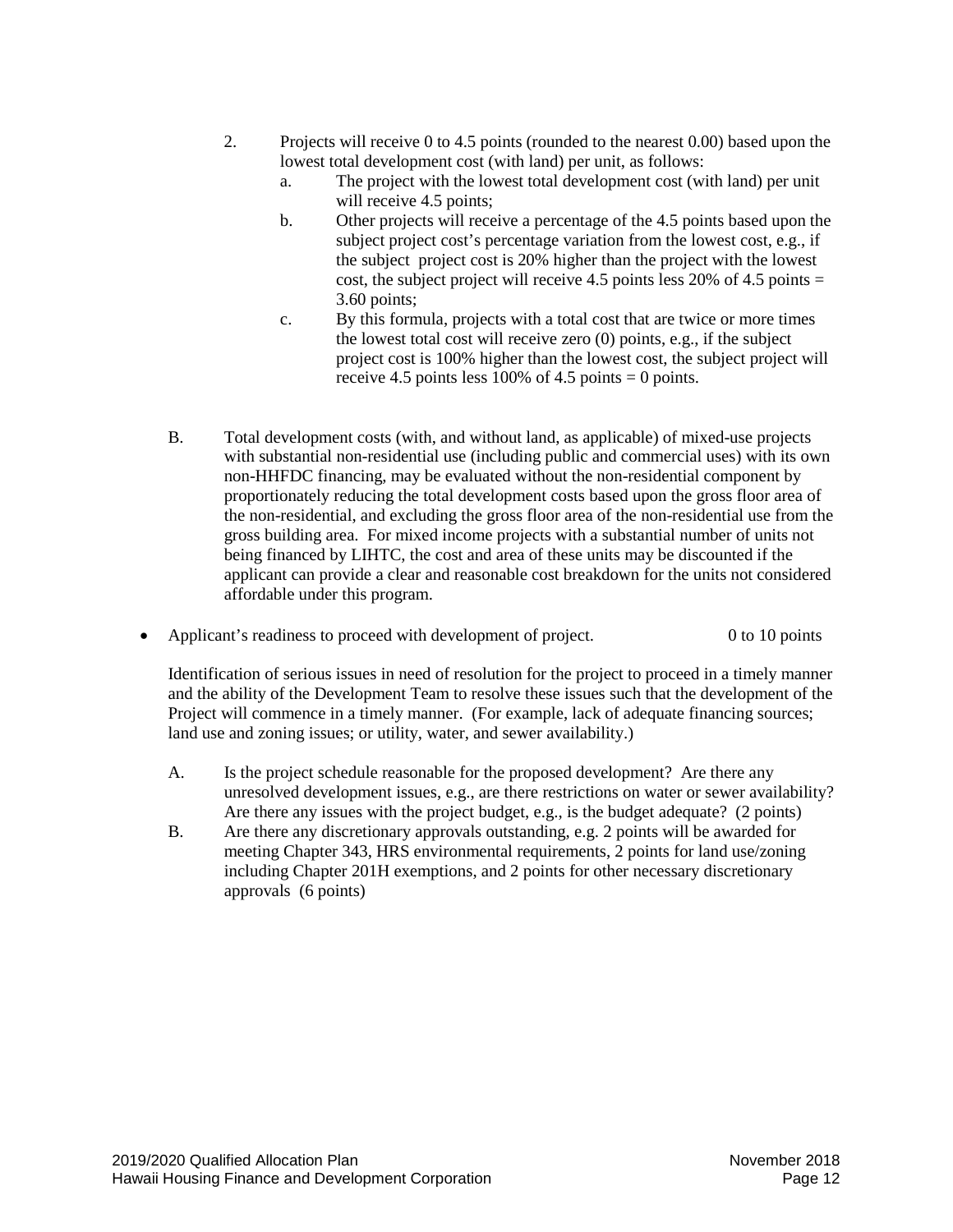2. Projects will receive 0 to 4.5 points (rounded to the nearest 0.00) based upon the lowest total development cost (with land) per unit, as follows:
   a. The project with the lowest total development cost (with land) per unit will receive 4.5 points;
   b. Other projects will receive a percentage of the 4.5 points based upon the subject project cost's percentage variation from the lowest cost, e.g., if the subject project cost is 20% higher than the project with the lowest cost, the subject project will receive 4.5 points less 20% of 4.5 points = 3.60 points;
   c. By this formula, projects with a total cost that are twice or more times the lowest total cost will receive zero (0) points, e.g., if the subject project cost is 100% higher than the lowest cost, the subject project will receive 4.5 points less 100% of 4.5 points = 0 points.

B. Total development costs (with, and without land, as applicable) of mixed-use projects with substantial non-residential use (including public and commercial uses) with its own non-HHFDC financing, may be evaluated without the non-residential component by proportionately reducing the total development costs based upon the gross floor area of the non-residential, and excluding the gross floor area of the non-residential use from the gross building area. For mixed income projects with a substantial number of units not being financed by LIHTC, the cost and area of these units may be discounted if the applicant can provide a clear and reasonable cost breakdown for the units not considered affordable under this program.

- Applicant's readiness to proceed with development of project. 0 to 10 points

  Identification of serious issues in need of resolution for the project to proceed in a timely manner and the ability of the Development Team to resolve these issues such that the development of the Project will commence in a timely manner. (For example, lack of adequate financing sources; land use and zoning issues; or utility, water, and sewer availability.)

  A. Is the project schedule reasonable for the proposed development? Are there any unresolved development issues, e.g., are there restrictions on water or sewer availability? Are there any issues with the project budget, e.g., is the budget adequate? (2 points)

  B. Are there any discretionary approvals outstanding, e.g. 2 points will be awarded for meeting Chapter 343, HRS environmental requirements, 2 points for land use/zoning including Chapter 201H exemptions, and 2 points for other necessary discretionary approvals (6 points)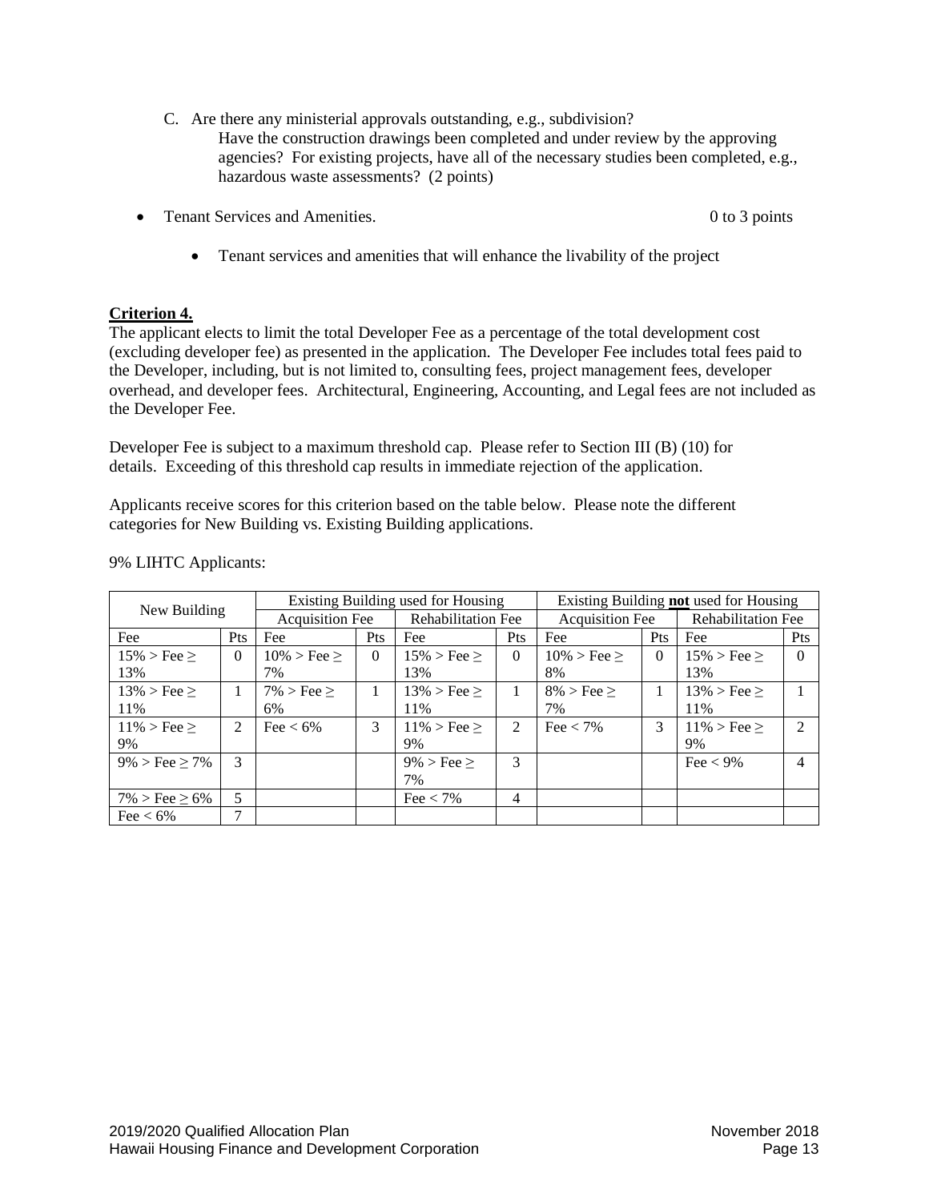C. Are there any ministerial approvals outstanding, e.g., subdivision?
   Have the construction drawings been completed and under review by the approving agencies? For existing projects, have all of the necessary studies been completed, e.g., hazardous waste assessments? (2 points)

- Tenant Services and Amenities. 0 to 3 points
  - Tenant services and amenities that will enhance the livability of the project

**Criterion 4.**

The applicant elects to limit the total Developer Fee as a percentage of the total development cost (excluding developer fee) as presented in the application. The Developer Fee includes total fees paid to the Developer, including, but is not limited to, consulting fees, project management fees, developer overhead, and developer fees. Architectural, Engineering, Accounting, and Legal fees are not included as the Developer Fee.

Developer Fee is subject to a maximum threshold cap. Please refer to Section III (B) (10) for details. Exceeding of this threshold cap results in immediate rejection of the application.

Applicants receive scores for this criterion based on the table below. Please note the different categories for New Building vs. Existing Building applications.

9% LIHTC Applicants:

| New Building | | Existing Building used for Housing | | | | Existing Building **not** used for Housing | | | |
|---|---|---|---|---|---|---|---|---|---|
| | | Acquisition Fee | | Rehabilitation Fee | | Acquisition Fee | | Rehabilitation Fee | |
| Fee | Pts | Fee | Pts | Fee | Pts | Fee | Pts | Fee | Pts |
| 15% > Fee ≥ 13% | 0 | 10% > Fee ≥ 7% | 0 | 15% > Fee ≥ 13% | 0 | 10% > Fee ≥ 8% | 0 | 15% > Fee ≥ 13% | 0 |
| 13% > Fee ≥ 11% | 1 | 7% > Fee ≥ 6% | 1 | 13% > Fee ≥ 11% | 1 | 8% > Fee ≥ 7% | 1 | 13% > Fee ≥ 11% | 1 |
| 11% > Fee ≥ 9% | 2 | Fee < 6% | 3 | 11% > Fee ≥ 9% | 2 | Fee < 7% | 3 | 11% > Fee ≥ 9% | 2 |
| 9% > Fee ≥ 7% | 3 | | | 9% > Fee ≥ 7% | 3 | | | Fee < 9% | 4 |
| 7% > Fee ≥ 6% | 5 | | | Fee < 7% | 4 | | | | |
| Fee < 6% | 7 | | | | | | | | |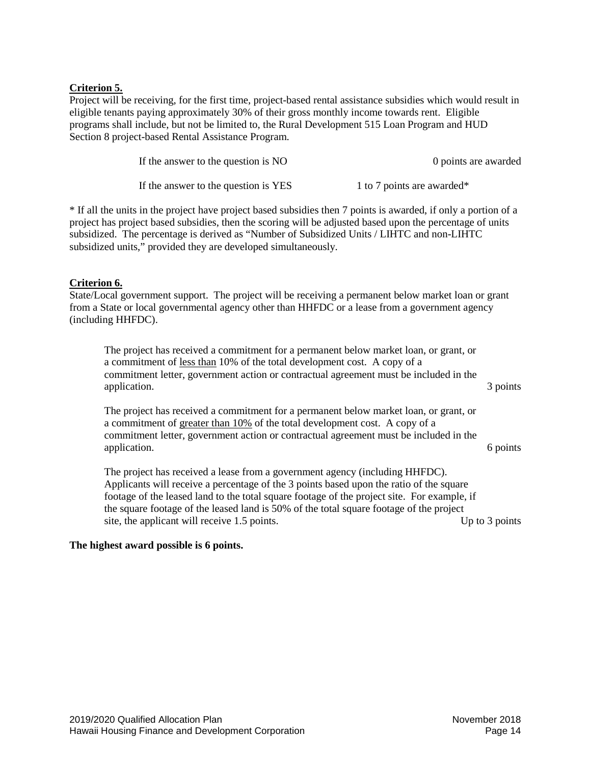**<u>Criterion 5.</u>**
Project will be receiving, for the first time, project-based rental assistance subsidies which would result in eligible tenants paying approximately 30% of their gross monthly income towards rent. Eligible programs shall include, but not be limited to, the Rural Development 515 Loan Program and HUD Section 8 project-based Rental Assistance Program.

| | |
|---|---|
| If the answer to the question is NO | 0 points are awarded |
| If the answer to the question is YES | 1 to 7 points are awarded* |

* If all the units in the project have project based subsidies then 7 points is awarded, if only a portion of a project has project based subsidies, then the scoring will be adjusted based upon the percentage of units subsidized. The percentage is derived as "Number of Subsidized Units / LIHTC and non-LIHTC subsidized units," provided they are developed simultaneously.

**<u>Criterion 6.</u>**
State/Local government support. The project will be receiving a permanent below market loan or grant from a State or local governmental agency other than HHFDC or a lease from a government agency (including HHFDC).

| | |
|---|---|
| The project has received a commitment for a permanent below market loan, or grant, or a commitment of <u>less than</u> 10% of the total development cost. A copy of a commitment letter, government action or contractual agreement must be included in the application. | 3 points |
| The project has received a commitment for a permanent below market loan, or grant, or a commitment of <u>greater than 10%</u> of the total development cost. A copy of a commitment letter, government action or contractual agreement must be included in the application. | 6 points |
| The project has received a lease from a government agency (including HHFDC). Applicants will receive a percentage of the 3 points based upon the ratio of the square footage of the leased land to the total square footage of the project site. For example, if the square footage of the leased land is 50% of the total square footage of the project site, the applicant will receive 1.5 points. | Up to 3 points |

**The highest award possible is 6 points.**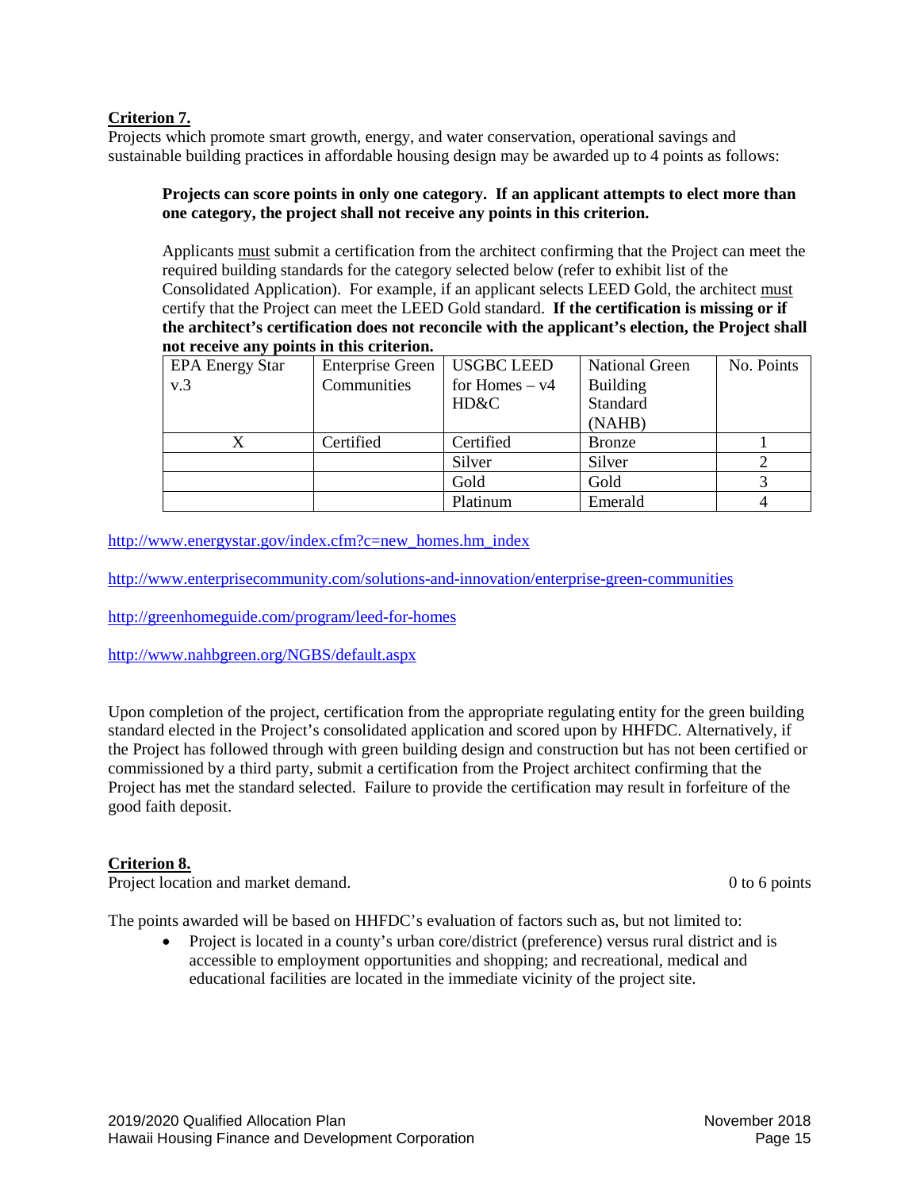**Criterion 7.**
Projects which promote smart growth, energy, and water conservation, operational savings and sustainable building practices in affordable housing design may be awarded up to 4 points as follows:

> **Projects can score points in only one category. If an applicant attempts to elect more than one category, the project shall not receive any points in this criterion.**
>
> Applicants must submit a certification from the architect confirming that the Project can meet the required building standards for the category selected below (refer to exhibit list of the Consolidated Application). For example, if an applicant selects LEED Gold, the architect must certify that the Project can meet the LEED Gold standard. **If the certification is missing or if the architect's certification does not reconcile with the applicant's election, the Project shall not receive any points in this criterion.**

| EPA Energy Star v.3 | Enterprise Green Communities | USGBC LEED for Homes – v4 HD&C | National Green Building Standard (NAHB) | No. Points |
|---|---|---|---|---|
| X | Certified | Certified | Bronze | 1 |
| | | Silver | Silver | 2 |
| | | Gold | Gold | 3 |
| | | Platinum | Emerald | 4 |

http://www.energystar.gov/index.cfm?c=new_homes.hm_index

http://www.enterprisecommunity.com/solutions-and-innovation/enterprise-green-communities

http://greenhomeguide.com/program/leed-for-homes

http://www.nahbgreen.org/NGBS/default.aspx

Upon completion of the project, certification from the appropriate regulating entity for the green building standard elected in the Project's consolidated application and scored upon by HHFDC. Alternatively, if the Project has followed through with green building design and construction but has not been certified or commissioned by a third party, submit a certification from the Project architect confirming that the Project has met the standard selected. Failure to provide the certification may result in forfeiture of the good faith deposit.

**Criterion 8.**
Project location and market demand. 0 to 6 points

The points awarded will be based on HHFDC's evaluation of factors such as, but not limited to:

- Project is located in a county's urban core/district (preference) versus rural district and is accessible to employment opportunities and shopping; and recreational, medical and educational facilities are located in the immediate vicinity of the project site.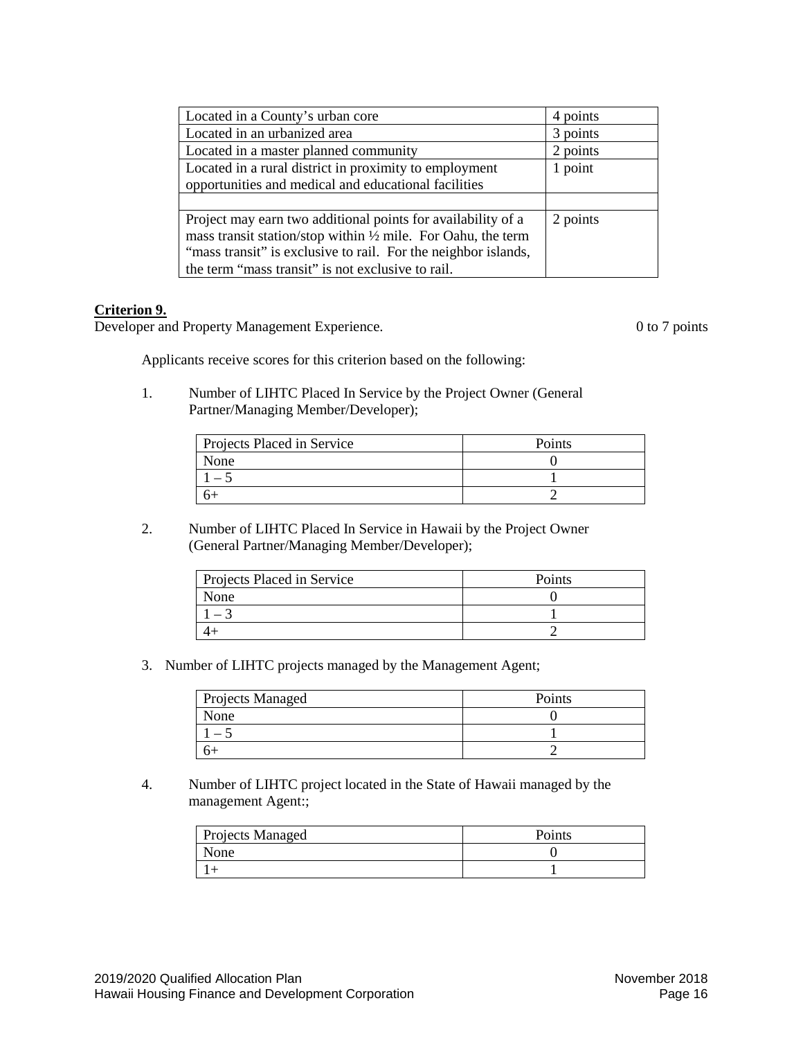| Located in a County's urban core | 4 points |
|---|---|
| Located in an urbanized area | 3 points |
| Located in a master planned community | 2 points |
| Located in a rural district in proximity to employment opportunities and medical and educational facilities | 1 point |
| | |
| Project may earn two additional points for availability of a mass transit station/stop within ½ mile. For Oahu, the term "mass transit" is exclusive to rail. For the neighbor islands, the term "mass transit" is not exclusive to rail. | 2 points |

**Criterion 9.**

Developer and Property Management Experience. 0 to 7 points

Applicants receive scores for this criterion based on the following:

1. Number of LIHTC Placed In Service by the Project Owner (General Partner/Managing Member/Developer);

| Projects Placed in Service | Points |
|---|---|
| None | 0 |
| 1 – 5 | 1 |
| 6+ | 2 |

2. Number of LIHTC Placed In Service in Hawaii by the Project Owner (General Partner/Managing Member/Developer);

| Projects Placed in Service | Points |
|---|---|
| None | 0 |
| 1 – 3 | 1 |
| 4+ | 2 |

3. Number of LIHTC projects managed by the Management Agent;

| Projects Managed | Points |
|---|---|
| None | 0 |
| 1 – 5 | 1 |
| 6+ | 2 |

4. Number of LIHTC project located in the State of Hawaii managed by the management Agent:;

| Projects Managed | Points |
|---|---|
| None | 0 |
| 1+ | 1 |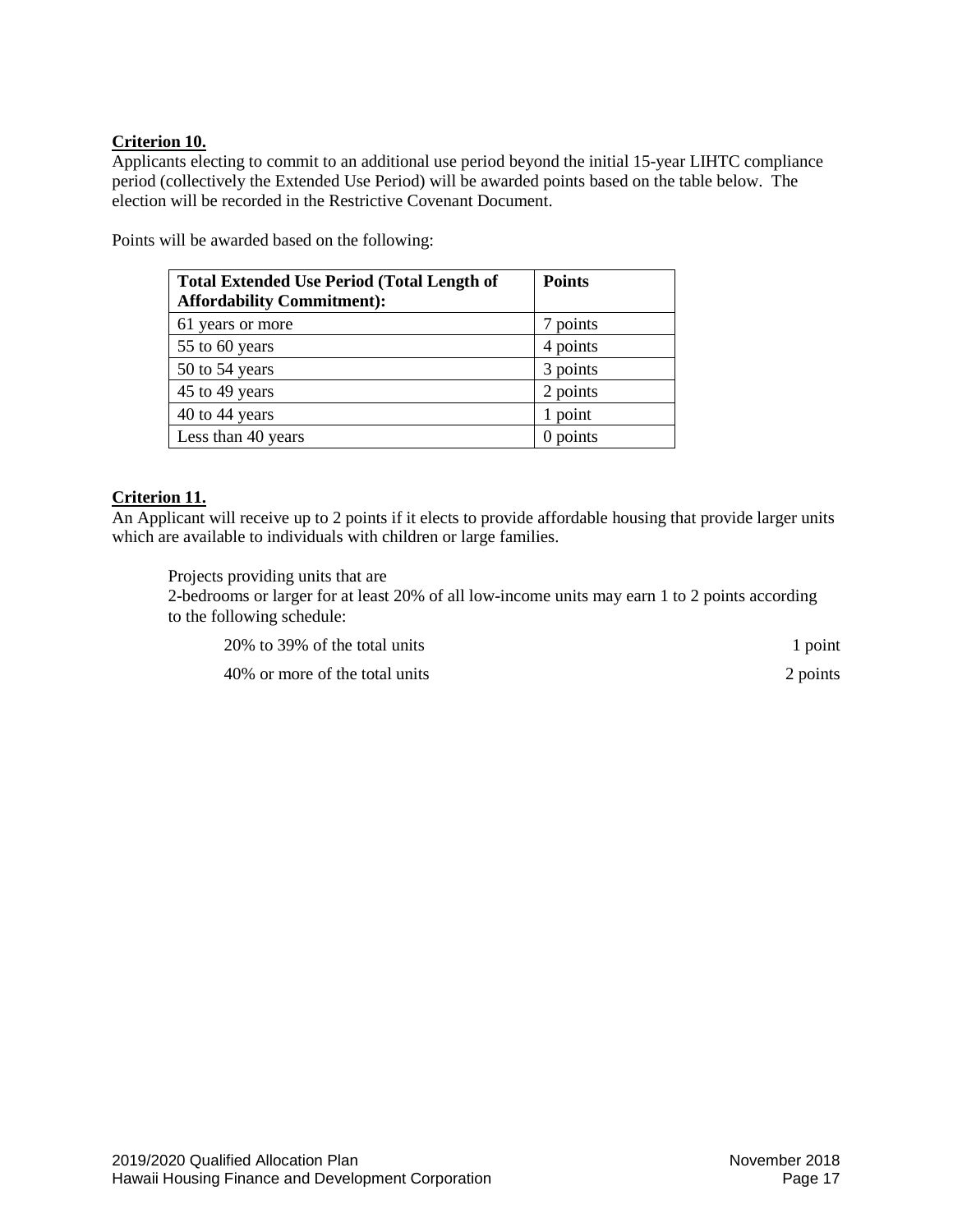**Criterion 10.**

Applicants electing to commit to an additional use period beyond the initial 15-year LIHTC compliance period (collectively the Extended Use Period) will be awarded points based on the table below. The election will be recorded in the Restrictive Covenant Document.

Points will be awarded based on the following:

| Total Extended Use Period (Total Length of Affordability Commitment): | Points |
|---|---|
| 61 years or more | 7 points |
| 55 to 60 years | 4 points |
| 50 to 54 years | 3 points |
| 45 to 49 years | 2 points |
| 40 to 44 years | 1 point |
| Less than 40 years | 0 points |

**Criterion 11.**

An Applicant will receive up to 2 points if it elects to provide affordable housing that provide larger units which are available to individuals with children or large families.

Projects providing units that are
2-bedrooms or larger for at least 20% of all low-income units may earn 1 to 2 points according to the following schedule:

| | |
|---|---|
| 20% to 39% of the total units | 1 point |
| 40% or more of the total units | 2 points |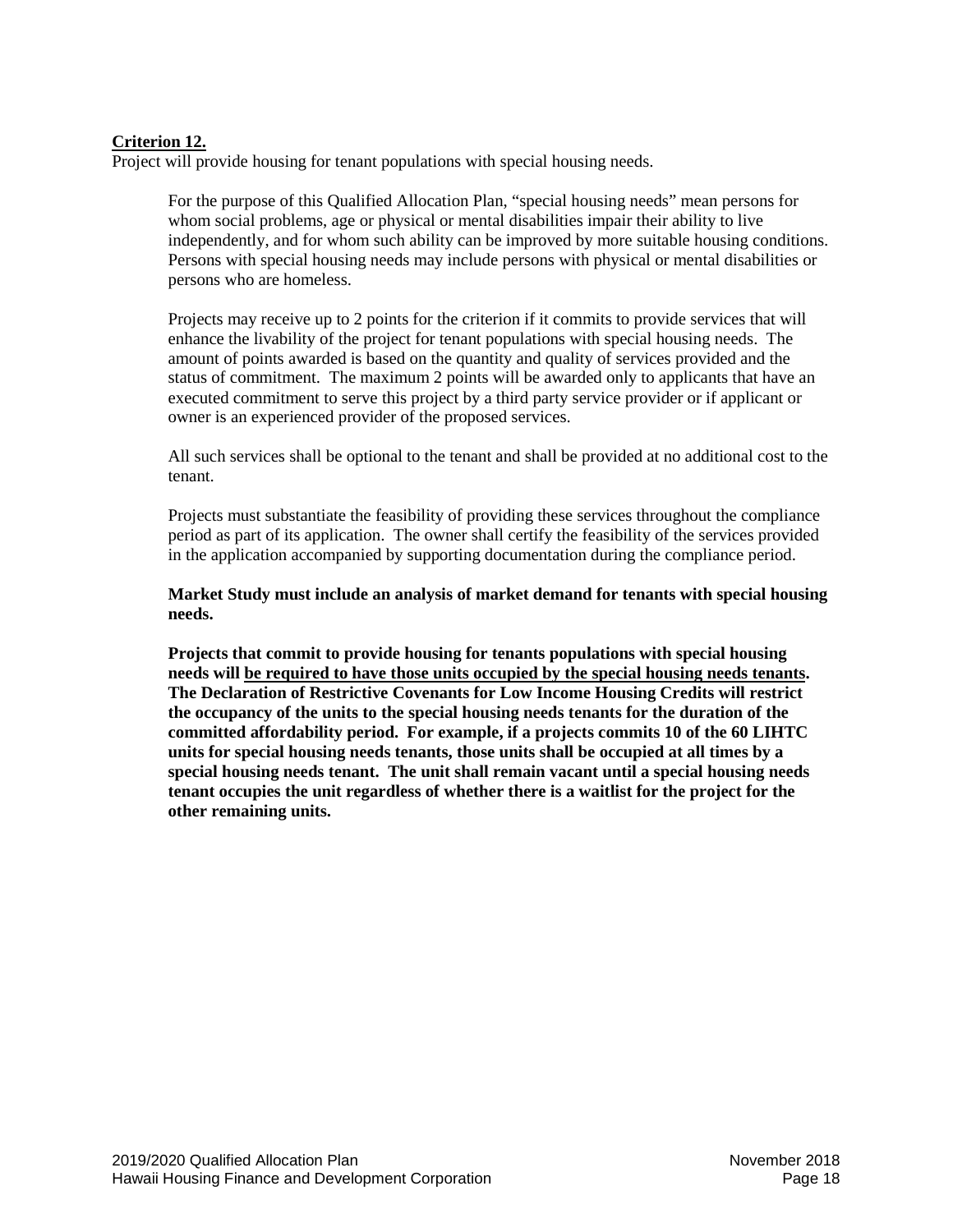**Criterion 12.**

Project will provide housing for tenant populations with special housing needs.

For the purpose of this Qualified Allocation Plan, "special housing needs" mean persons for whom social problems, age or physical or mental disabilities impair their ability to live independently, and for whom such ability can be improved by more suitable housing conditions. Persons with special housing needs may include persons with physical or mental disabilities or persons who are homeless.

Projects may receive up to 2 points for the criterion if it commits to provide services that will enhance the livability of the project for tenant populations with special housing needs. The amount of points awarded is based on the quantity and quality of services provided and the status of commitment. The maximum 2 points will be awarded only to applicants that have an executed commitment to serve this project by a third party service provider or if applicant or owner is an experienced provider of the proposed services.

All such services shall be optional to the tenant and shall be provided at no additional cost to the tenant.

Projects must substantiate the feasibility of providing these services throughout the compliance period as part of its application. The owner shall certify the feasibility of the services provided in the application accompanied by supporting documentation during the compliance period.

**Market Study must include an analysis of market demand for tenants with special housing needs.**

**Projects that commit to provide housing for tenants populations with special housing needs will <u>be required to have those units occupied by the special housing needs tenants</u>. The Declaration of Restrictive Covenants for Low Income Housing Credits will restrict the occupancy of the units to the special housing needs tenants for the duration of the committed affordability period. For example, if a projects commits 10 of the 60 LIHTC units for special housing needs tenants, those units shall be occupied at all times by a special housing needs tenant. The unit shall remain vacant until a special housing needs tenant occupies the unit regardless of whether there is a waitlist for the project for the other remaining units.**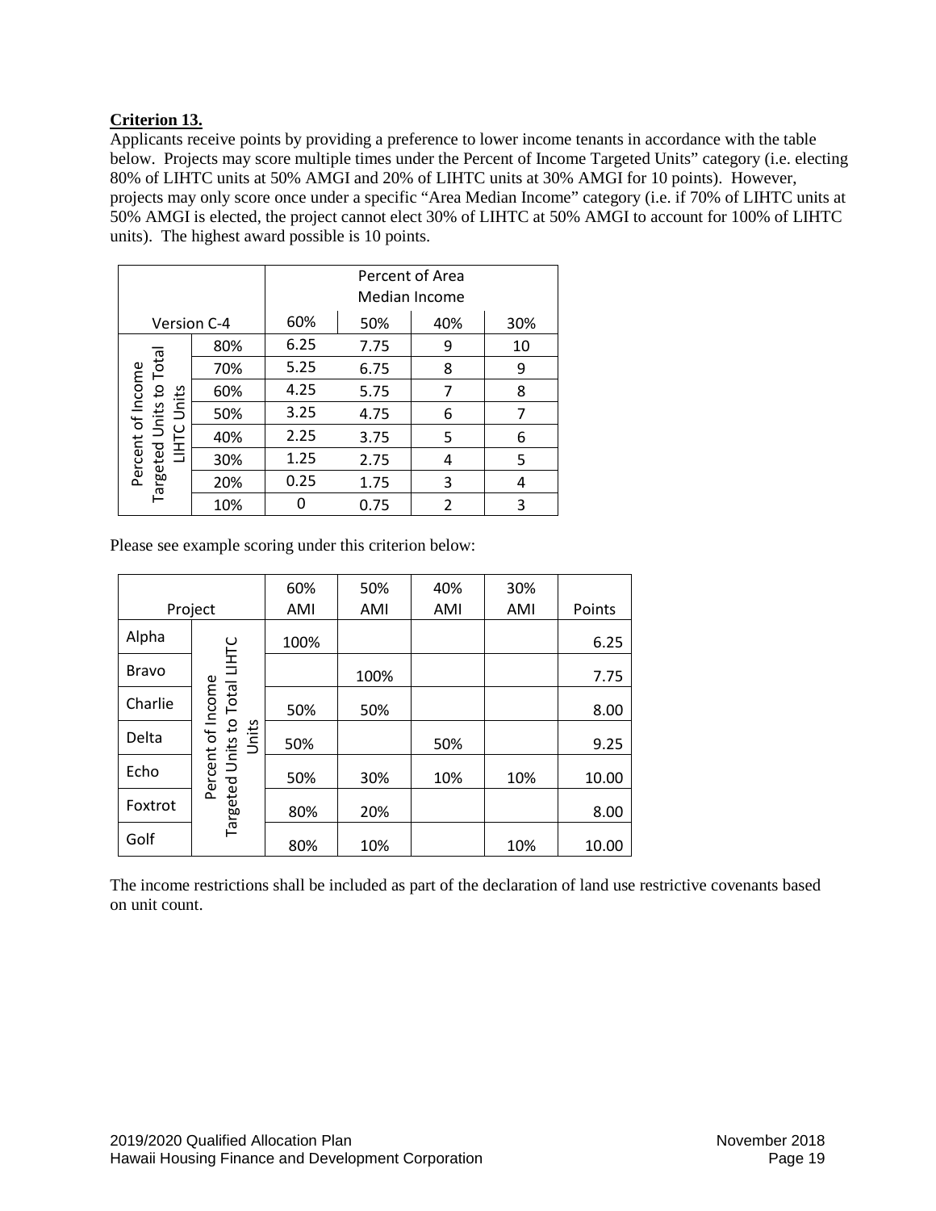**Criterion 13.**

Applicants receive points by providing a preference to lower income tenants in accordance with the table below. Projects may score multiple times under the Percent of Income Targeted Units" category (i.e. electing 80% of LIHTC units at 50% AMGI and 20% of LIHTC units at 30% AMGI for 10 points). However, projects may only score once under a specific "Area Median Income" category (i.e. if 70% of LIHTC units at 50% AMGI is elected, the project cannot elect 30% of LIHTC at 50% AMGI to account for 100% of LIHTC units). The highest award possible is 10 points.

| | | Percent of Area Median Income | | | |
|---|---|---|---|---|---|
| Version C-4 | | 60% | 50% | 40% | 30% |
| Percent of Income Targeted Units to Total LIHTC Units | 80% | 6.25 | 7.75 | 9 | 10 |
| | 70% | 5.25 | 6.75 | 8 | 9 |
| | 60% | 4.25 | 5.75 | 7 | 8 |
| | 50% | 3.25 | 4.75 | 6 | 7 |
| | 40% | 2.25 | 3.75 | 5 | 6 |
| | 30% | 1.25 | 2.75 | 4 | 5 |
| | 20% | 0.25 | 1.75 | 3 | 4 |
| | 10% | 0 | 0.75 | 2 | 3 |

Please see example scoring under this criterion below:

| Project | | 60% AMI | 50% AMI | 40% AMI | 30% AMI | Points |
|---|---|---|---|---|---|---|
| Alpha | Percent of Income Targeted Units to Total LIHTC Units | 100% | | | | 6.25 |
| Bravo | | | 100% | | | 7.75 |
| Charlie | | 50% | 50% | | | 8.00 |
| Delta | | 50% | | 50% | | 9.25 |
| Echo | | 50% | 30% | 10% | 10% | 10.00 |
| Foxtrot | | 80% | 20% | | | 8.00 |
| Golf | | 80% | 10% | | 10% | 10.00 |

The income restrictions shall be included as part of the declaration of land use restrictive covenants based on unit count.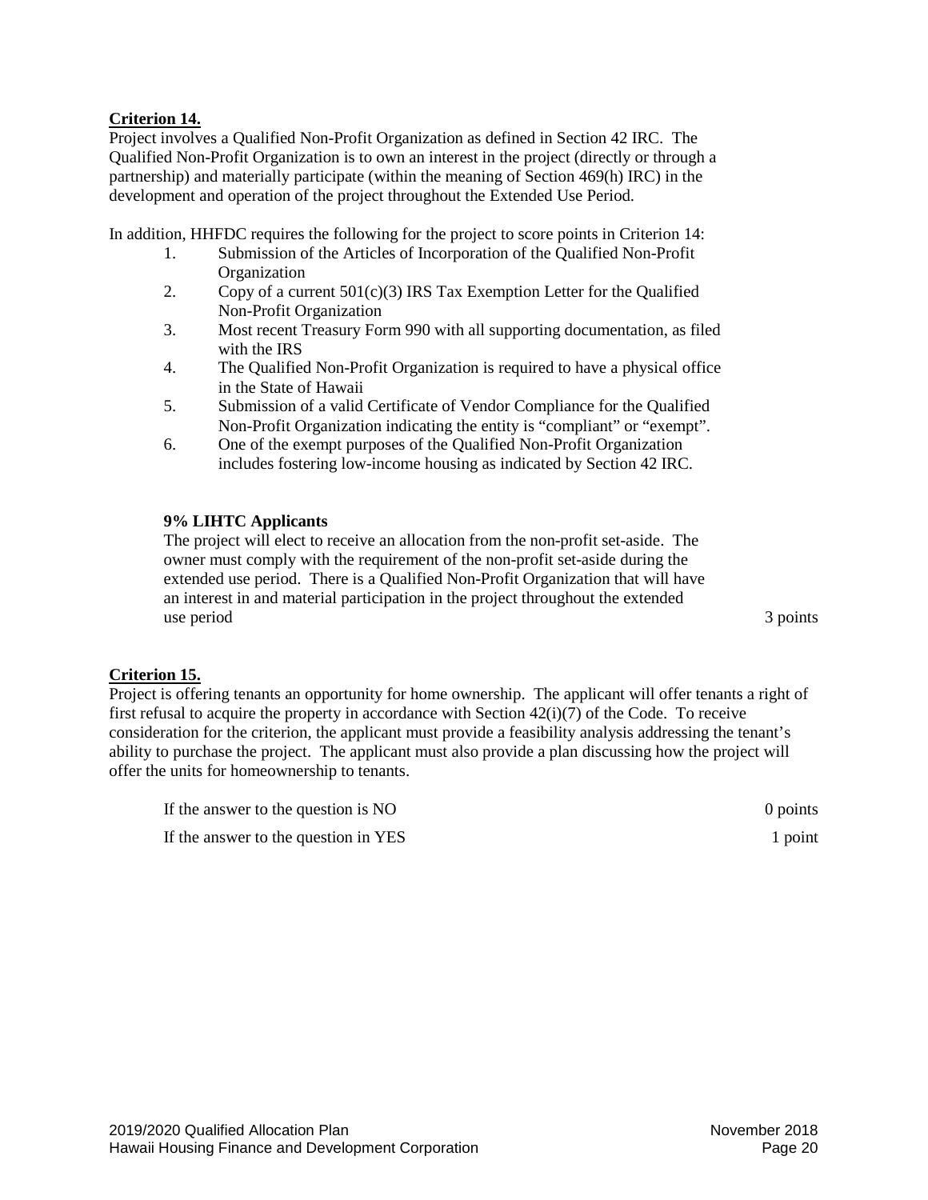**Criterion 14.**

Project involves a Qualified Non-Profit Organization as defined in Section 42 IRC. The Qualified Non-Profit Organization is to own an interest in the project (directly or through a partnership) and materially participate (within the meaning of Section 469(h) IRC) in the development and operation of the project throughout the Extended Use Period.

In addition, HHFDC requires the following for the project to score points in Criterion 14:

1. Submission of the Articles of Incorporation of the Qualified Non-Profit Organization
2. Copy of a current 501(c)(3) IRS Tax Exemption Letter for the Qualified Non-Profit Organization
3. Most recent Treasury Form 990 with all supporting documentation, as filed with the IRS
4. The Qualified Non-Profit Organization is required to have a physical office in the State of Hawaii
5. Submission of a valid Certificate of Vendor Compliance for the Qualified Non-Profit Organization indicating the entity is "compliant" or "exempt".
6. One of the exempt purposes of the Qualified Non-Profit Organization includes fostering low-income housing as indicated by Section 42 IRC.

**9% LIHTC Applicants**

The project will elect to receive an allocation from the non-profit set-aside. The owner must comply with the requirement of the non-profit set-aside during the extended use period. There is a Qualified Non-Profit Organization that will have an interest in and material participation in the project throughout the extended use period — 3 points

**Criterion 15.**

Project is offering tenants an opportunity for home ownership. The applicant will offer tenants a right of first refusal to acquire the property in accordance with Section 42(i)(7) of the Code. To receive consideration for the criterion, the applicant must provide a feasibility analysis addressing the tenant's ability to purchase the project. The applicant must also provide a plan discussing how the project will offer the units for homeownership to tenants.

| | |
|---|---|
| If the answer to the question is NO | 0 points |
| If the answer to the question in YES | 1 point |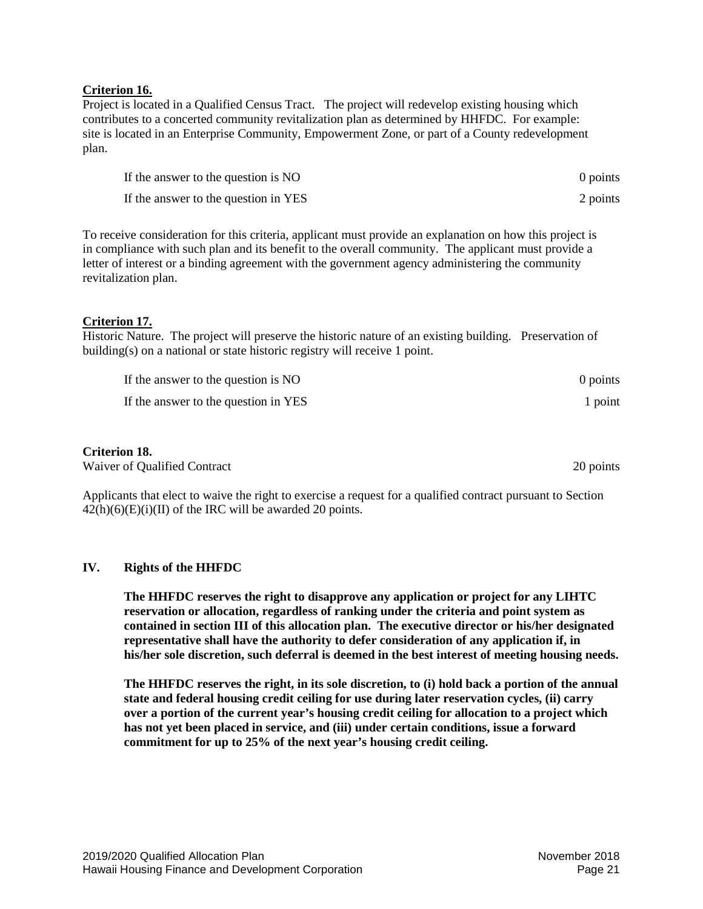**Criterion 16.**

Project is located in a Qualified Census Tract. The project will redevelop existing housing which contributes to a concerted community revitalization plan as determined by HHFDC. For example: site is located in an Enterprise Community, Empowerment Zone, or part of a County redevelopment plan.

| | |
|---|---|
| If the answer to the question is NO | 0 points |
| If the answer to the question in YES | 2 points |

To receive consideration for this criteria, applicant must provide an explanation on how this project is in compliance with such plan and its benefit to the overall community. The applicant must provide a letter of interest or a binding agreement with the government agency administering the community revitalization plan.

**Criterion 17.**

Historic Nature. The project will preserve the historic nature of an existing building. Preservation of building(s) on a national or state historic registry will receive 1 point.

| | |
|---|---|
| If the answer to the question is NO | 0 points |
| If the answer to the question in YES | 1 point |

**Criterion 18.**

Waiver of Qualified Contract — 20 points

Applicants that elect to waive the right to exercise a request for a qualified contract pursuant to Section 42(h)(6)(E)(i)(II) of the IRC will be awarded 20 points.

## IV. Rights of the HHFDC

**The HHFDC reserves the right to disapprove any application or project for any LIHTC reservation or allocation, regardless of ranking under the criteria and point system as contained in section III of this allocation plan. The executive director or his/her designated representative shall have the authority to defer consideration of any application if, in his/her sole discretion, such deferral is deemed in the best interest of meeting housing needs.**

**The HHFDC reserves the right, in its sole discretion, to (i) hold back a portion of the annual state and federal housing credit ceiling for use during later reservation cycles, (ii) carry over a portion of the current year's housing credit ceiling for allocation to a project which has not yet been placed in service, and (iii) under certain conditions, issue a forward commitment for up to 25% of the next year's housing credit ceiling.**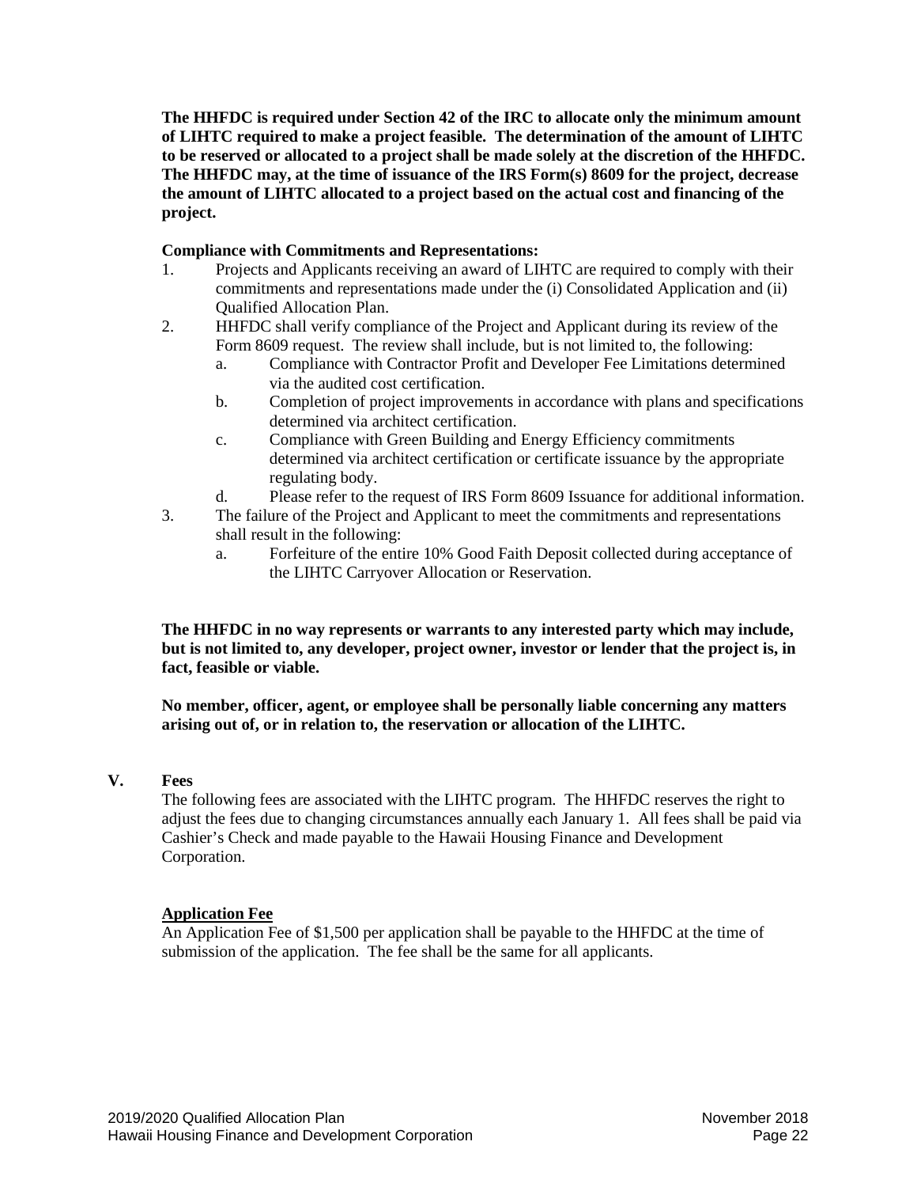**The HHFDC is required under Section 42 of the IRC to allocate only the minimum amount of LIHTC required to make a project feasible. The determination of the amount of LIHTC to be reserved or allocated to a project shall be made solely at the discretion of the HHFDC. The HHFDC may, at the time of issuance of the IRS Form(s) 8609 for the project, decrease the amount of LIHTC allocated to a project based on the actual cost and financing of the project.**

**Compliance with Commitments and Representations:**

1. Projects and Applicants receiving an award of LIHTC are required to comply with their commitments and representations made under the (i) Consolidated Application and (ii) Qualified Allocation Plan.
2. HHFDC shall verify compliance of the Project and Applicant during its review of the Form 8609 request. The review shall include, but is not limited to, the following:
   a. Compliance with Contractor Profit and Developer Fee Limitations determined via the audited cost certification.
   b. Completion of project improvements in accordance with plans and specifications determined via architect certification.
   c. Compliance with Green Building and Energy Efficiency commitments determined via architect certification or certificate issuance by the appropriate regulating body.
   d. Please refer to the request of IRS Form 8609 Issuance for additional information.
3. The failure of the Project and Applicant to meet the commitments and representations shall result in the following:
   a. Forfeiture of the entire 10% Good Faith Deposit collected during acceptance of the LIHTC Carryover Allocation or Reservation.

**The HHFDC in no way represents or warrants to any interested party which may include, but is not limited to, any developer, project owner, investor or lender that the project is, in fact, feasible or viable.**

**No member, officer, agent, or employee shall be personally liable concerning any matters arising out of, or in relation to, the reservation or allocation of the LIHTC.**

## V. Fees

The following fees are associated with the LIHTC program. The HHFDC reserves the right to adjust the fees due to changing circumstances annually each January 1. All fees shall be paid via Cashier's Check and made payable to the Hawaii Housing Finance and Development Corporation.

**Application Fee**

An Application Fee of $1,500 per application shall be payable to the HHFDC at the time of submission of the application. The fee shall be the same for all applicants.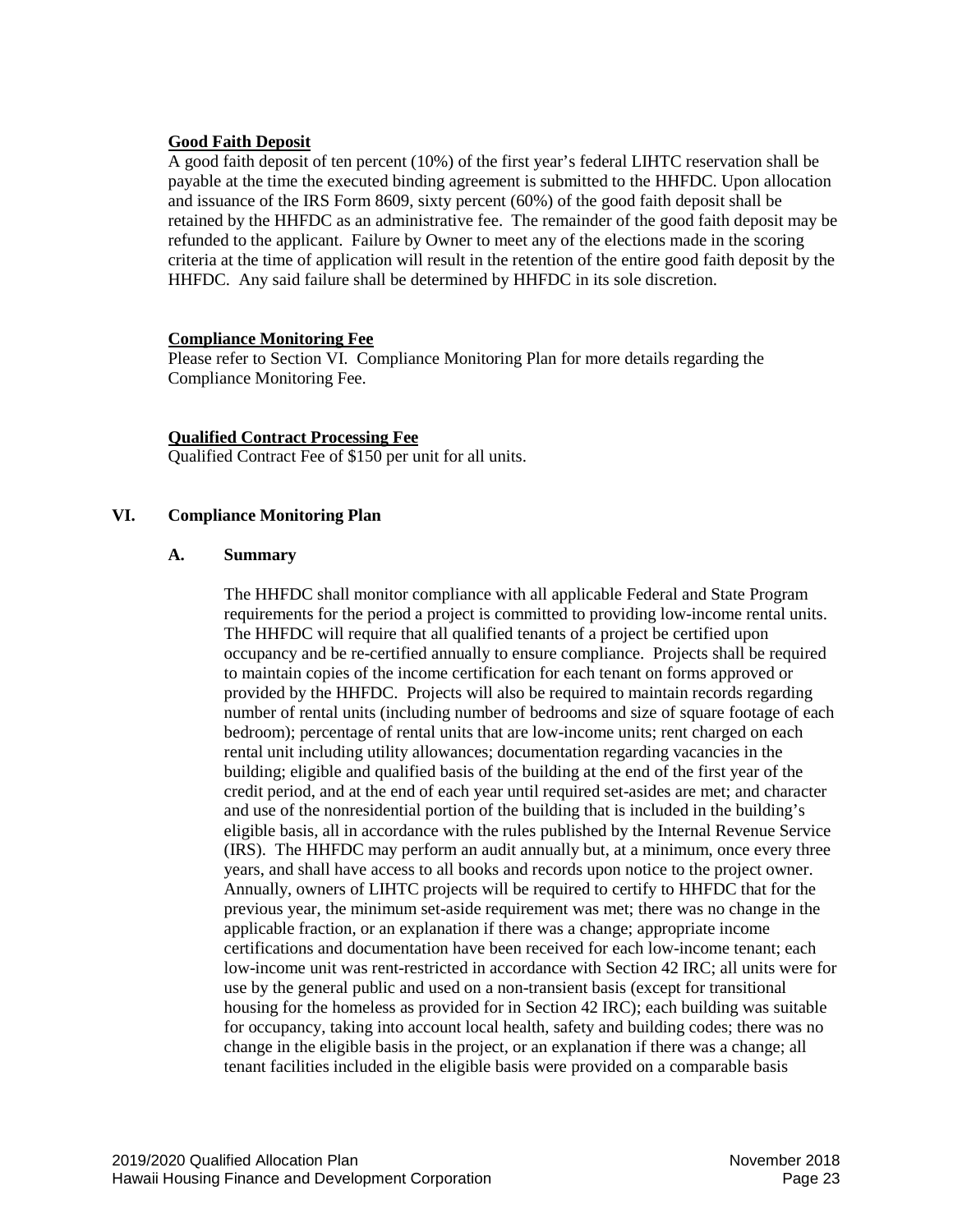**Good Faith Deposit**

A good faith deposit of ten percent (10%) of the first year's federal LIHTC reservation shall be payable at the time the executed binding agreement is submitted to the HHFDC. Upon allocation and issuance of the IRS Form 8609, sixty percent (60%) of the good faith deposit shall be retained by the HHFDC as an administrative fee. The remainder of the good faith deposit may be refunded to the applicant. Failure by Owner to meet any of the elections made in the scoring criteria at the time of application will result in the retention of the entire good faith deposit by the HHFDC. Any said failure shall be determined by HHFDC in its sole discretion.

**Compliance Monitoring Fee**

Please refer to Section VI. Compliance Monitoring Plan for more details regarding the Compliance Monitoring Fee.

**Qualified Contract Processing Fee**

Qualified Contract Fee of $150 per unit for all units.

## VI. Compliance Monitoring Plan

### A. Summary

The HHFDC shall monitor compliance with all applicable Federal and State Program requirements for the period a project is committed to providing low-income rental units. The HHFDC will require that all qualified tenants of a project be certified upon occupancy and be re-certified annually to ensure compliance. Projects shall be required to maintain copies of the income certification for each tenant on forms approved or provided by the HHFDC. Projects will also be required to maintain records regarding number of rental units (including number of bedrooms and size of square footage of each bedroom); percentage of rental units that are low-income units; rent charged on each rental unit including utility allowances; documentation regarding vacancies in the building; eligible and qualified basis of the building at the end of the first year of the credit period, and at the end of each year until required set-asides are met; and character and use of the nonresidential portion of the building that is included in the building's eligible basis, all in accordance with the rules published by the Internal Revenue Service (IRS). The HHFDC may perform an audit annually but, at a minimum, once every three years, and shall have access to all books and records upon notice to the project owner. Annually, owners of LIHTC projects will be required to certify to HHFDC that for the previous year, the minimum set-aside requirement was met; there was no change in the applicable fraction, or an explanation if there was a change; appropriate income certifications and documentation have been received for each low-income tenant; each low-income unit was rent-restricted in accordance with Section 42 IRC; all units were for use by the general public and used on a non-transient basis (except for transitional housing for the homeless as provided for in Section 42 IRC); each building was suitable for occupancy, taking into account local health, safety and building codes; there was no change in the eligible basis in the project, or an explanation if there was a change; all tenant facilities included in the eligible basis were provided on a comparable basis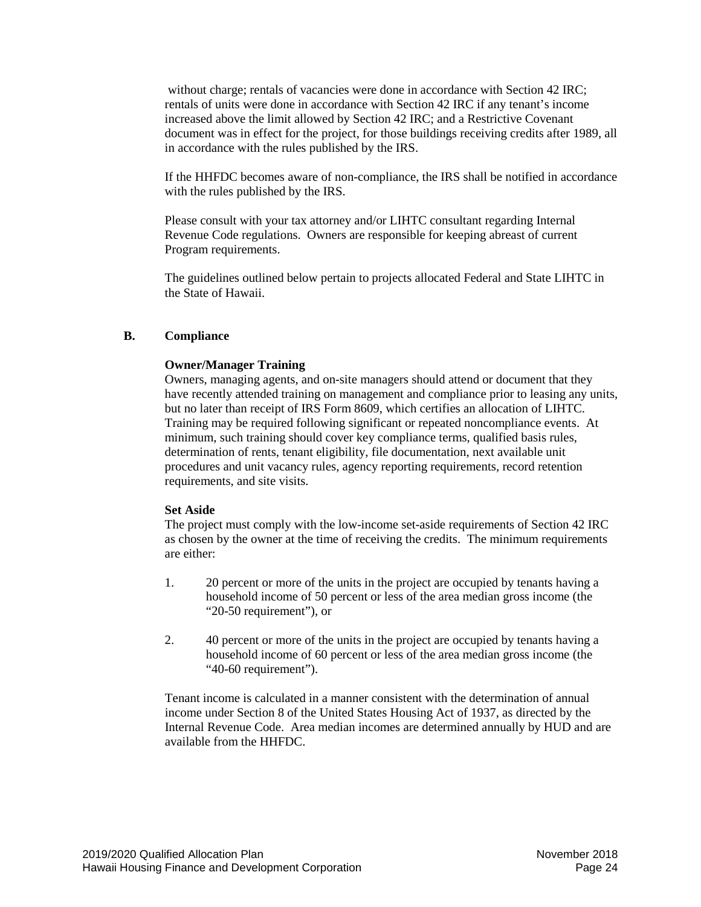without charge; rentals of vacancies were done in accordance with Section 42 IRC; rentals of units were done in accordance with Section 42 IRC if any tenant's income increased above the limit allowed by Section 42 IRC; and a Restrictive Covenant document was in effect for the project, for those buildings receiving credits after 1989, all in accordance with the rules published by the IRS.

If the HHFDC becomes aware of non-compliance, the IRS shall be notified in accordance with the rules published by the IRS.

Please consult with your tax attorney and/or LIHTC consultant regarding Internal Revenue Code regulations. Owners are responsible for keeping abreast of current Program requirements.

The guidelines outlined below pertain to projects allocated Federal and State LIHTC in the State of Hawaii.

## B. Compliance

**Owner/Manager Training**

Owners, managing agents, and on-site managers should attend or document that they have recently attended training on management and compliance prior to leasing any units, but no later than receipt of IRS Form 8609, which certifies an allocation of LIHTC. Training may be required following significant or repeated noncompliance events. At minimum, such training should cover key compliance terms, qualified basis rules, determination of rents, tenant eligibility, file documentation, next available unit procedures and unit vacancy rules, agency reporting requirements, record retention requirements, and site visits.

**Set Aside**

The project must comply with the low-income set-aside requirements of Section 42 IRC as chosen by the owner at the time of receiving the credits. The minimum requirements are either:

1. 20 percent or more of the units in the project are occupied by tenants having a household income of 50 percent or less of the area median gross income (the "20-50 requirement"), or

2. 40 percent or more of the units in the project are occupied by tenants having a household income of 60 percent or less of the area median gross income (the "40-60 requirement").

Tenant income is calculated in a manner consistent with the determination of annual income under Section 8 of the United States Housing Act of 1937, as directed by the Internal Revenue Code. Area median incomes are determined annually by HUD and are available from the HHFDC.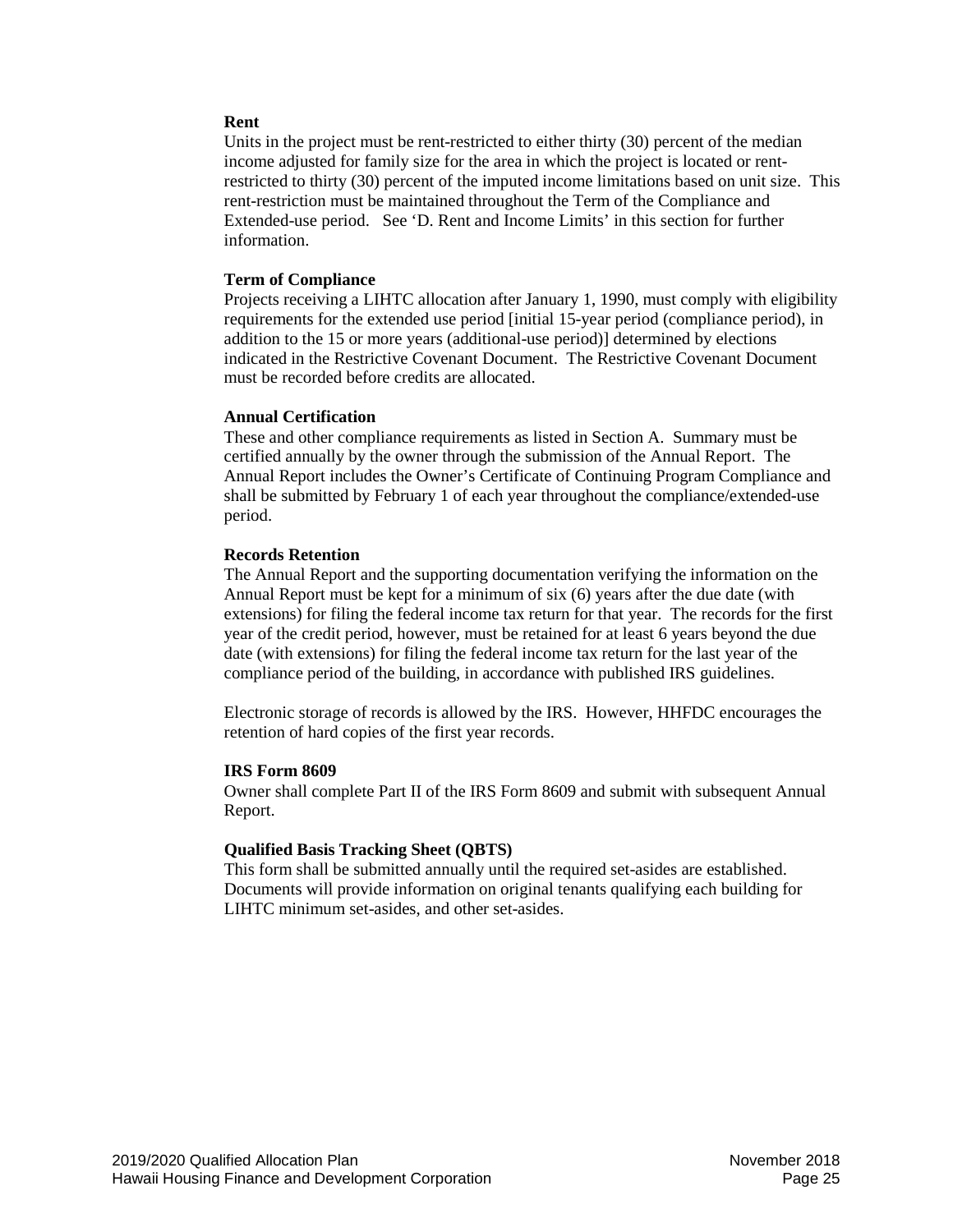**Rent**

Units in the project must be rent-restricted to either thirty (30) percent of the median income adjusted for family size for the area in which the project is located or rent-restricted to thirty (30) percent of the imputed income limitations based on unit size. This rent-restriction must be maintained throughout the Term of the Compliance and Extended-use period. See 'D. Rent and Income Limits' in this section for further information.

**Term of Compliance**

Projects receiving a LIHTC allocation after January 1, 1990, must comply with eligibility requirements for the extended use period [initial 15-year period (compliance period), in addition to the 15 or more years (additional-use period)] determined by elections indicated in the Restrictive Covenant Document. The Restrictive Covenant Document must be recorded before credits are allocated.

**Annual Certification**

These and other compliance requirements as listed in Section A. Summary must be certified annually by the owner through the submission of the Annual Report. The Annual Report includes the Owner's Certificate of Continuing Program Compliance and shall be submitted by February 1 of each year throughout the compliance/extended-use period.

**Records Retention**

The Annual Report and the supporting documentation verifying the information on the Annual Report must be kept for a minimum of six (6) years after the due date (with extensions) for filing the federal income tax return for that year. The records for the first year of the credit period, however, must be retained for at least 6 years beyond the due date (with extensions) for filing the federal income tax return for the last year of the compliance period of the building, in accordance with published IRS guidelines.

Electronic storage of records is allowed by the IRS. However, HHFDC encourages the retention of hard copies of the first year records.

**IRS Form 8609**

Owner shall complete Part II of the IRS Form 8609 and submit with subsequent Annual Report.

**Qualified Basis Tracking Sheet (QBTS)**

This form shall be submitted annually until the required set-asides are established. Documents will provide information on original tenants qualifying each building for LIHTC minimum set-asides, and other set-asides.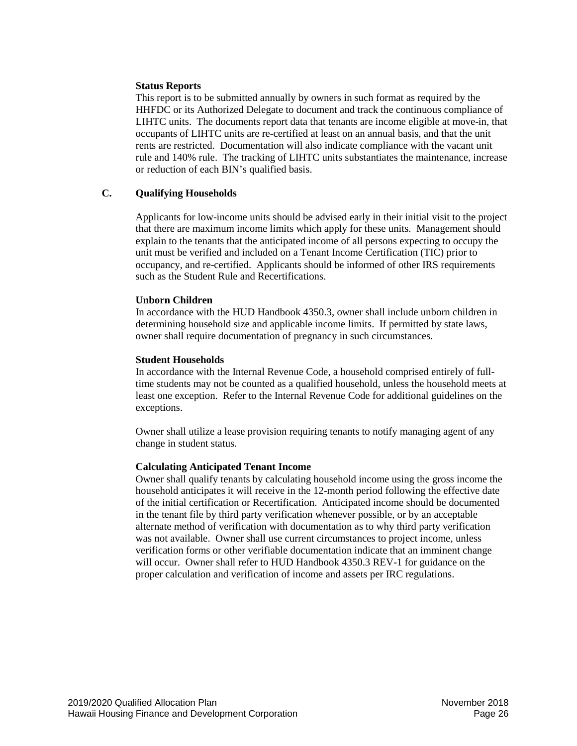**Status Reports**
This report is to be submitted annually by owners in such format as required by the HHFDC or its Authorized Delegate to document and track the continuous compliance of LIHTC units. The documents report data that tenants are income eligible at move-in, that occupants of LIHTC units are re-certified at least on an annual basis, and that the unit rents are restricted. Documentation will also indicate compliance with the vacant unit rule and 140% rule. The tracking of LIHTC units substantiates the maintenance, increase or reduction of each BIN's qualified basis.

## C. Qualifying Households

Applicants for low-income units should be advised early in their initial visit to the project that there are maximum income limits which apply for these units. Management should explain to the tenants that the anticipated income of all persons expecting to occupy the unit must be verified and included on a Tenant Income Certification (TIC) prior to occupancy, and re-certified. Applicants should be informed of other IRS requirements such as the Student Rule and Recertifications.

**Unborn Children**
In accordance with the HUD Handbook 4350.3, owner shall include unborn children in determining household size and applicable income limits. If permitted by state laws, owner shall require documentation of pregnancy in such circumstances.

**Student Households**
In accordance with the Internal Revenue Code, a household comprised entirely of full-time students may not be counted as a qualified household, unless the household meets at least one exception. Refer to the Internal Revenue Code for additional guidelines on the exceptions.

Owner shall utilize a lease provision requiring tenants to notify managing agent of any change in student status.

**Calculating Anticipated Tenant Income**
Owner shall qualify tenants by calculating household income using the gross income the household anticipates it will receive in the 12-month period following the effective date of the initial certification or Recertification. Anticipated income should be documented in the tenant file by third party verification whenever possible, or by an acceptable alternate method of verification with documentation as to why third party verification was not available. Owner shall use current circumstances to project income, unless verification forms or other verifiable documentation indicate that an imminent change will occur. Owner shall refer to HUD Handbook 4350.3 REV-1 for guidance on the proper calculation and verification of income and assets per IRC regulations.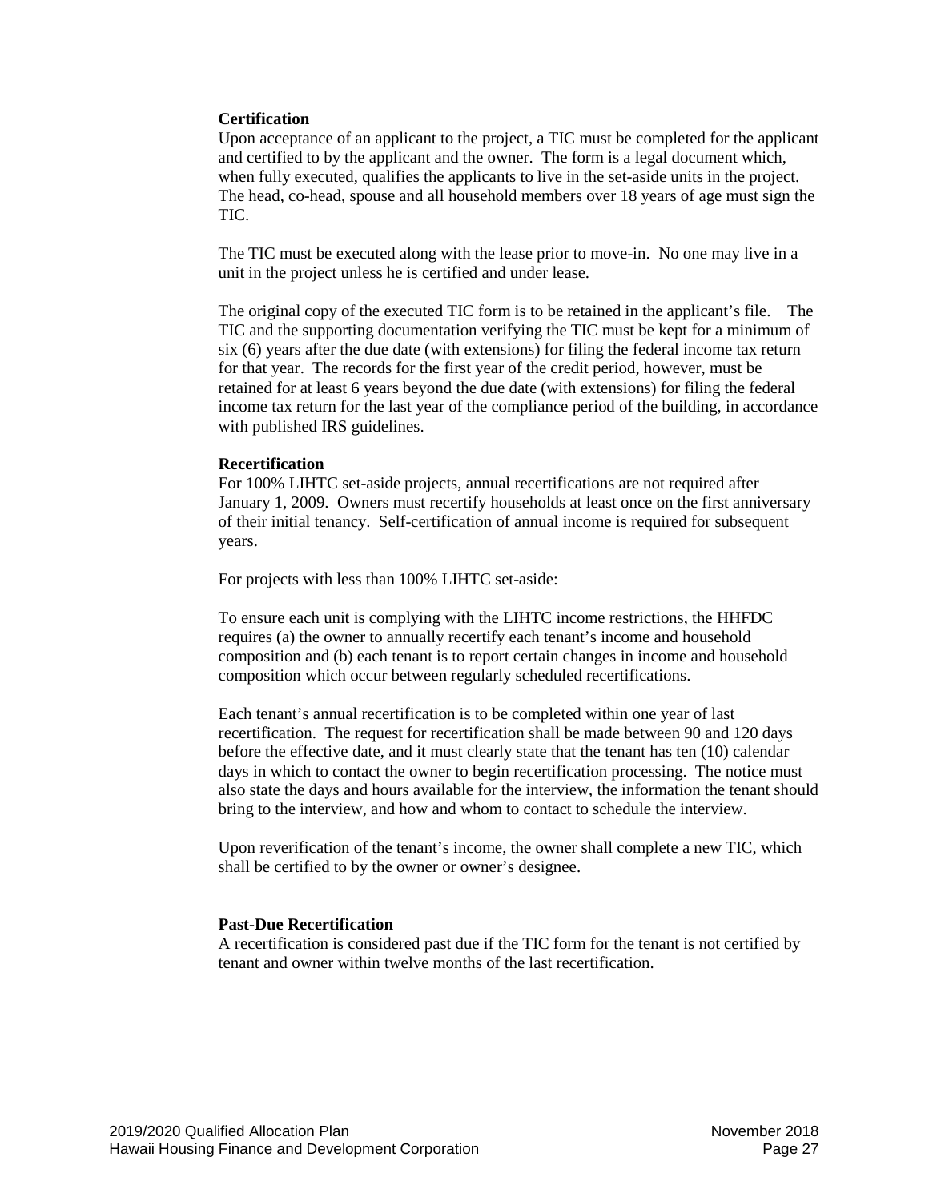**Certification**

Upon acceptance of an applicant to the project, a TIC must be completed for the applicant and certified to by the applicant and the owner. The form is a legal document which, when fully executed, qualifies the applicants to live in the set-aside units in the project. The head, co-head, spouse and all household members over 18 years of age must sign the TIC.

The TIC must be executed along with the lease prior to move-in. No one may live in a unit in the project unless he is certified and under lease.

The original copy of the executed TIC form is to be retained in the applicant's file. The TIC and the supporting documentation verifying the TIC must be kept for a minimum of six (6) years after the due date (with extensions) for filing the federal income tax return for that year. The records for the first year of the credit period, however, must be retained for at least 6 years beyond the due date (with extensions) for filing the federal income tax return for the last year of the compliance period of the building, in accordance with published IRS guidelines.

**Recertification**

For 100% LIHTC set-aside projects, annual recertifications are not required after January 1, 2009. Owners must recertify households at least once on the first anniversary of their initial tenancy. Self-certification of annual income is required for subsequent years.

For projects with less than 100% LIHTC set-aside:

To ensure each unit is complying with the LIHTC income restrictions, the HHFDC requires (a) the owner to annually recertify each tenant's income and household composition and (b) each tenant is to report certain changes in income and household composition which occur between regularly scheduled recertifications.

Each tenant's annual recertification is to be completed within one year of last recertification. The request for recertification shall be made between 90 and 120 days before the effective date, and it must clearly state that the tenant has ten (10) calendar days in which to contact the owner to begin recertification processing. The notice must also state the days and hours available for the interview, the information the tenant should bring to the interview, and how and whom to contact to schedule the interview.

Upon reverification of the tenant's income, the owner shall complete a new TIC, which shall be certified to by the owner or owner's designee.

**Past-Due Recertification**

A recertification is considered past due if the TIC form for the tenant is not certified by tenant and owner within twelve months of the last recertification.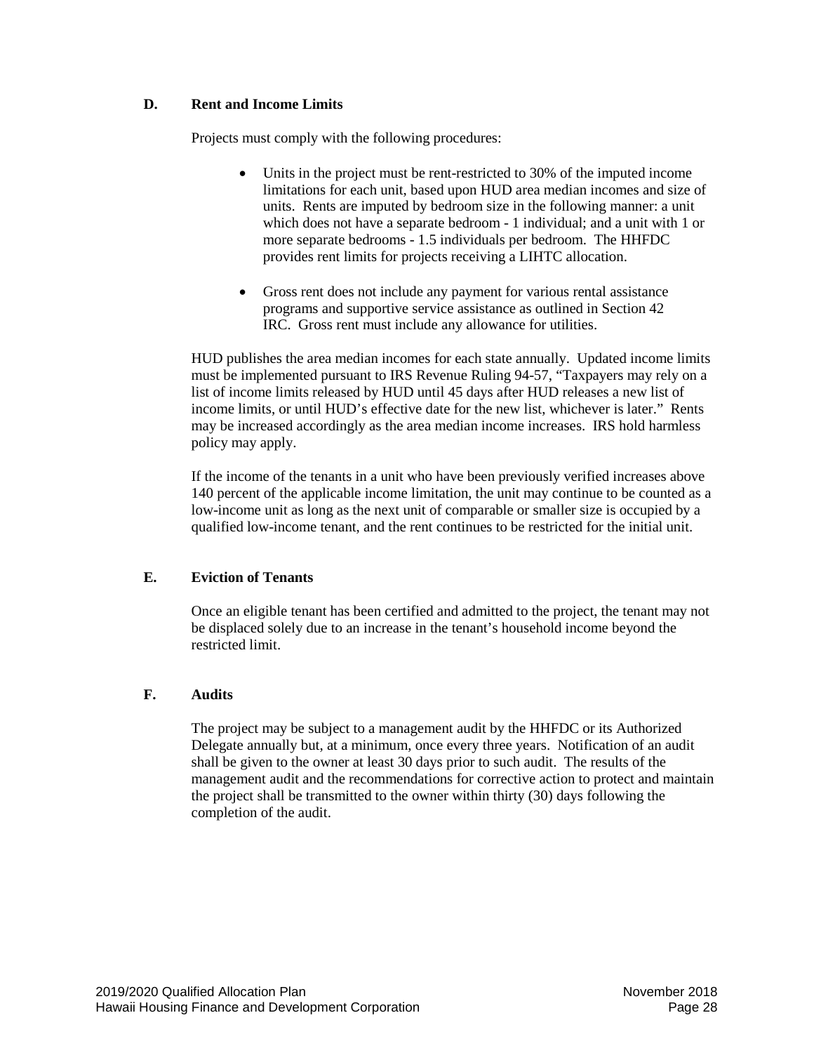### D. Rent and Income Limits

Projects must comply with the following procedures:

- Units in the project must be rent-restricted to 30% of the imputed income limitations for each unit, based upon HUD area median incomes and size of units. Rents are imputed by bedroom size in the following manner: a unit which does not have a separate bedroom - 1 individual; and a unit with 1 or more separate bedrooms - 1.5 individuals per bedroom. The HHFDC provides rent limits for projects receiving a LIHTC allocation.

- Gross rent does not include any payment for various rental assistance programs and supportive service assistance as outlined in Section 42 IRC. Gross rent must include any allowance for utilities.

HUD publishes the area median incomes for each state annually. Updated income limits must be implemented pursuant to IRS Revenue Ruling 94-57, "Taxpayers may rely on a list of income limits released by HUD until 45 days after HUD releases a new list of income limits, or until HUD's effective date for the new list, whichever is later." Rents may be increased accordingly as the area median income increases. IRS hold harmless policy may apply.

If the income of the tenants in a unit who have been previously verified increases above 140 percent of the applicable income limitation, the unit may continue to be counted as a low-income unit as long as the next unit of comparable or smaller size is occupied by a qualified low-income tenant, and the rent continues to be restricted for the initial unit.

### E. Eviction of Tenants

Once an eligible tenant has been certified and admitted to the project, the tenant may not be displaced solely due to an increase in the tenant's household income beyond the restricted limit.

### F. Audits

The project may be subject to a management audit by the HHFDC or its Authorized Delegate annually but, at a minimum, once every three years. Notification of an audit shall be given to the owner at least 30 days prior to such audit. The results of the management audit and the recommendations for corrective action to protect and maintain the project shall be transmitted to the owner within thirty (30) days following the completion of the audit.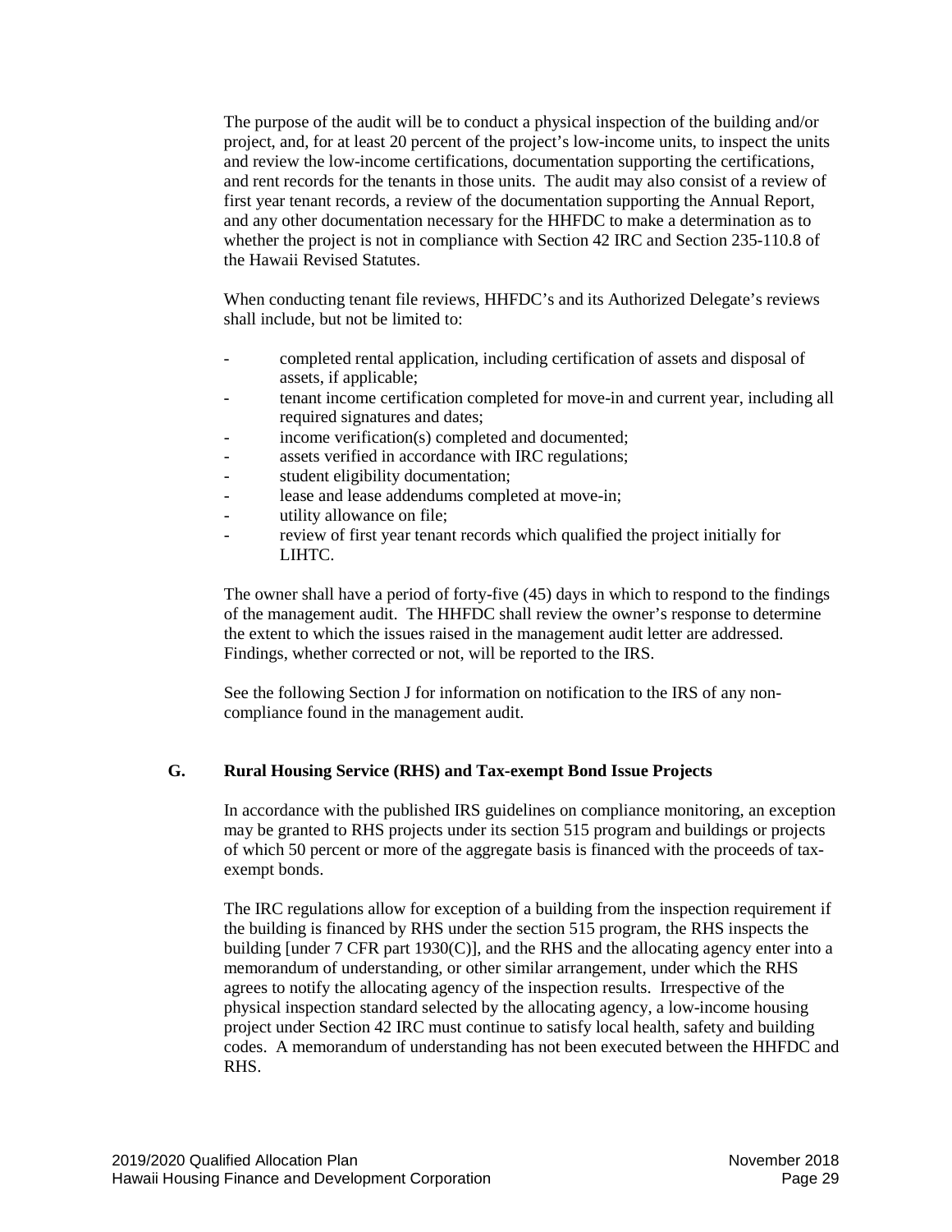The purpose of the audit will be to conduct a physical inspection of the building and/or project, and, for at least 20 percent of the project's low-income units, to inspect the units and review the low-income certifications, documentation supporting the certifications, and rent records for the tenants in those units. The audit may also consist of a review of first year tenant records, a review of the documentation supporting the Annual Report, and any other documentation necessary for the HHFDC to make a determination as to whether the project is not in compliance with Section 42 IRC and Section 235-110.8 of the Hawaii Revised Statutes.

When conducting tenant file reviews, HHFDC's and its Authorized Delegate's reviews shall include, but not be limited to:

- completed rental application, including certification of assets and disposal of assets, if applicable;
- tenant income certification completed for move-in and current year, including all required signatures and dates;
- income verification(s) completed and documented;
- assets verified in accordance with IRC regulations;
- student eligibility documentation;
- lease and lease addendums completed at move-in;
- utility allowance on file;
- review of first year tenant records which qualified the project initially for LIHTC.

The owner shall have a period of forty-five (45) days in which to respond to the findings of the management audit. The HHFDC shall review the owner's response to determine the extent to which the issues raised in the management audit letter are addressed. Findings, whether corrected or not, will be reported to the IRS.

See the following Section J for information on notification to the IRS of any non-compliance found in the management audit.

## G. Rural Housing Service (RHS) and Tax-exempt Bond Issue Projects

In accordance with the published IRS guidelines on compliance monitoring, an exception may be granted to RHS projects under its section 515 program and buildings or projects of which 50 percent or more of the aggregate basis is financed with the proceeds of tax-exempt bonds.

The IRC regulations allow for exception of a building from the inspection requirement if the building is financed by RHS under the section 515 program, the RHS inspects the building [under 7 CFR part 1930(C)], and the RHS and the allocating agency enter into a memorandum of understanding, or other similar arrangement, under which the RHS agrees to notify the allocating agency of the inspection results. Irrespective of the physical inspection standard selected by the allocating agency, a low-income housing project under Section 42 IRC must continue to satisfy local health, safety and building codes. A memorandum of understanding has not been executed between the HHFDC and RHS.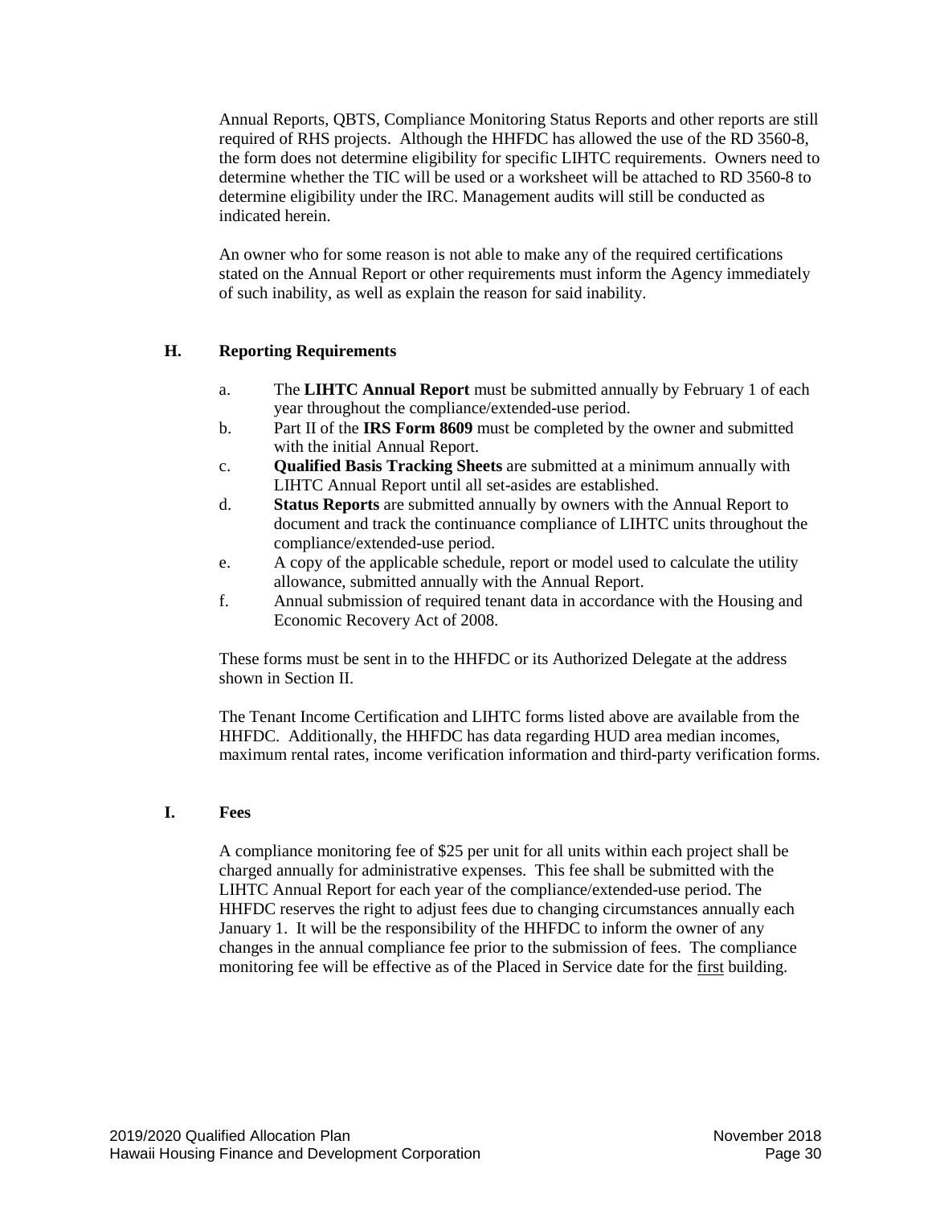Annual Reports, QBTS, Compliance Monitoring Status Reports and other reports are still required of RHS projects. Although the HHFDC has allowed the use of the RD 3560-8, the form does not determine eligibility for specific LIHTC requirements. Owners need to determine whether the TIC will be used or a worksheet will be attached to RD 3560-8 to determine eligibility under the IRC. Management audits will still be conducted as indicated herein.

An owner who for some reason is not able to make any of the required certifications stated on the Annual Report or other requirements must inform the Agency immediately of such inability, as well as explain the reason for said inability.

### H. Reporting Requirements

a. The **LIHTC Annual Report** must be submitted annually by February 1 of each year throughout the compliance/extended-use period.

b. Part II of the **IRS Form 8609** must be completed by the owner and submitted with the initial Annual Report.

c. **Qualified Basis Tracking Sheets** are submitted at a minimum annually with LIHTC Annual Report until all set-asides are established.

d. **Status Reports** are submitted annually by owners with the Annual Report to document and track the continuance compliance of LIHTC units throughout the compliance/extended-use period.

e. A copy of the applicable schedule, report or model used to calculate the utility allowance, submitted annually with the Annual Report.

f. Annual submission of required tenant data in accordance with the Housing and Economic Recovery Act of 2008.

These forms must be sent in to the HHFDC or its Authorized Delegate at the address shown in Section II.

The Tenant Income Certification and LIHTC forms listed above are available from the HHFDC. Additionally, the HHFDC has data regarding HUD area median incomes, maximum rental rates, income verification information and third-party verification forms.

### I. Fees

A compliance monitoring fee of $25 per unit for all units within each project shall be charged annually for administrative expenses. This fee shall be submitted with the LIHTC Annual Report for each year of the compliance/extended-use period. The HHFDC reserves the right to adjust fees due to changing circumstances annually each January 1. It will be the responsibility of the HHFDC to inform the owner of any changes in the annual compliance fee prior to the submission of fees. The compliance monitoring fee will be effective as of the Placed in Service date for the <u>first</u> building.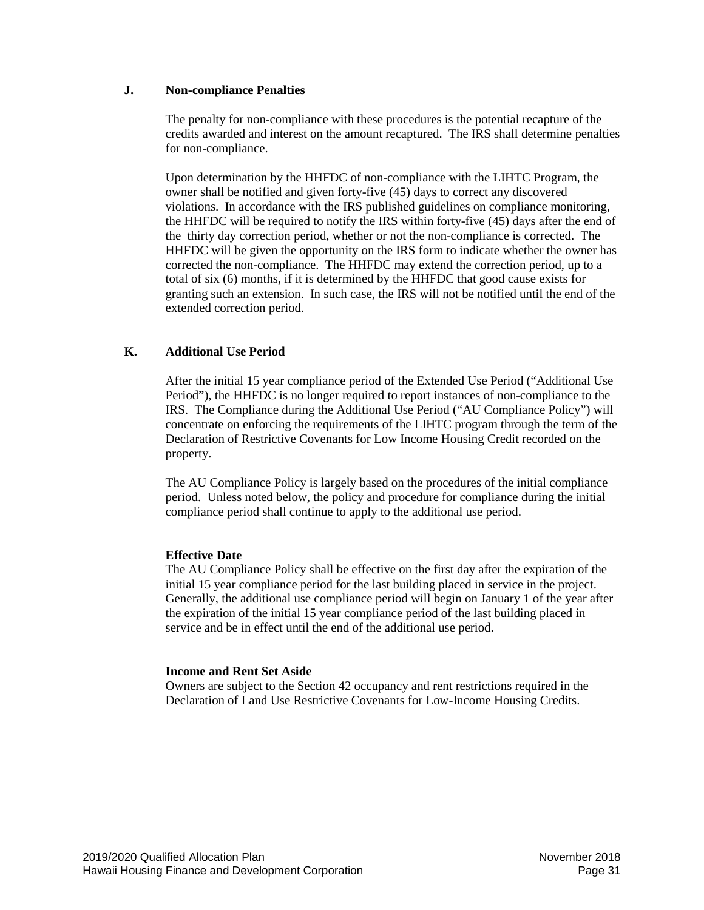## J. Non-compliance Penalties

The penalty for non-compliance with these procedures is the potential recapture of the credits awarded and interest on the amount recaptured. The IRS shall determine penalties for non-compliance.

Upon determination by the HHFDC of non-compliance with the LIHTC Program, the owner shall be notified and given forty-five (45) days to correct any discovered violations. In accordance with the IRS published guidelines on compliance monitoring, the HHFDC will be required to notify the IRS within forty-five (45) days after the end of the thirty day correction period, whether or not the non-compliance is corrected. The HHFDC will be given the opportunity on the IRS form to indicate whether the owner has corrected the non-compliance. The HHFDC may extend the correction period, up to a total of six (6) months, if it is determined by the HHFDC that good cause exists for granting such an extension. In such case, the IRS will not be notified until the end of the extended correction period.

## K. Additional Use Period

After the initial 15 year compliance period of the Extended Use Period ("Additional Use Period"), the HHFDC is no longer required to report instances of non-compliance to the IRS. The Compliance during the Additional Use Period ("AU Compliance Policy") will concentrate on enforcing the requirements of the LIHTC program through the term of the Declaration of Restrictive Covenants for Low Income Housing Credit recorded on the property.

The AU Compliance Policy is largely based on the procedures of the initial compliance period. Unless noted below, the policy and procedure for compliance during the initial compliance period shall continue to apply to the additional use period.

**Effective Date**

The AU Compliance Policy shall be effective on the first day after the expiration of the initial 15 year compliance period for the last building placed in service in the project. Generally, the additional use compliance period will begin on January 1 of the year after the expiration of the initial 15 year compliance period of the last building placed in service and be in effect until the end of the additional use period.

**Income and Rent Set Aside**

Owners are subject to the Section 42 occupancy and rent restrictions required in the Declaration of Land Use Restrictive Covenants for Low-Income Housing Credits.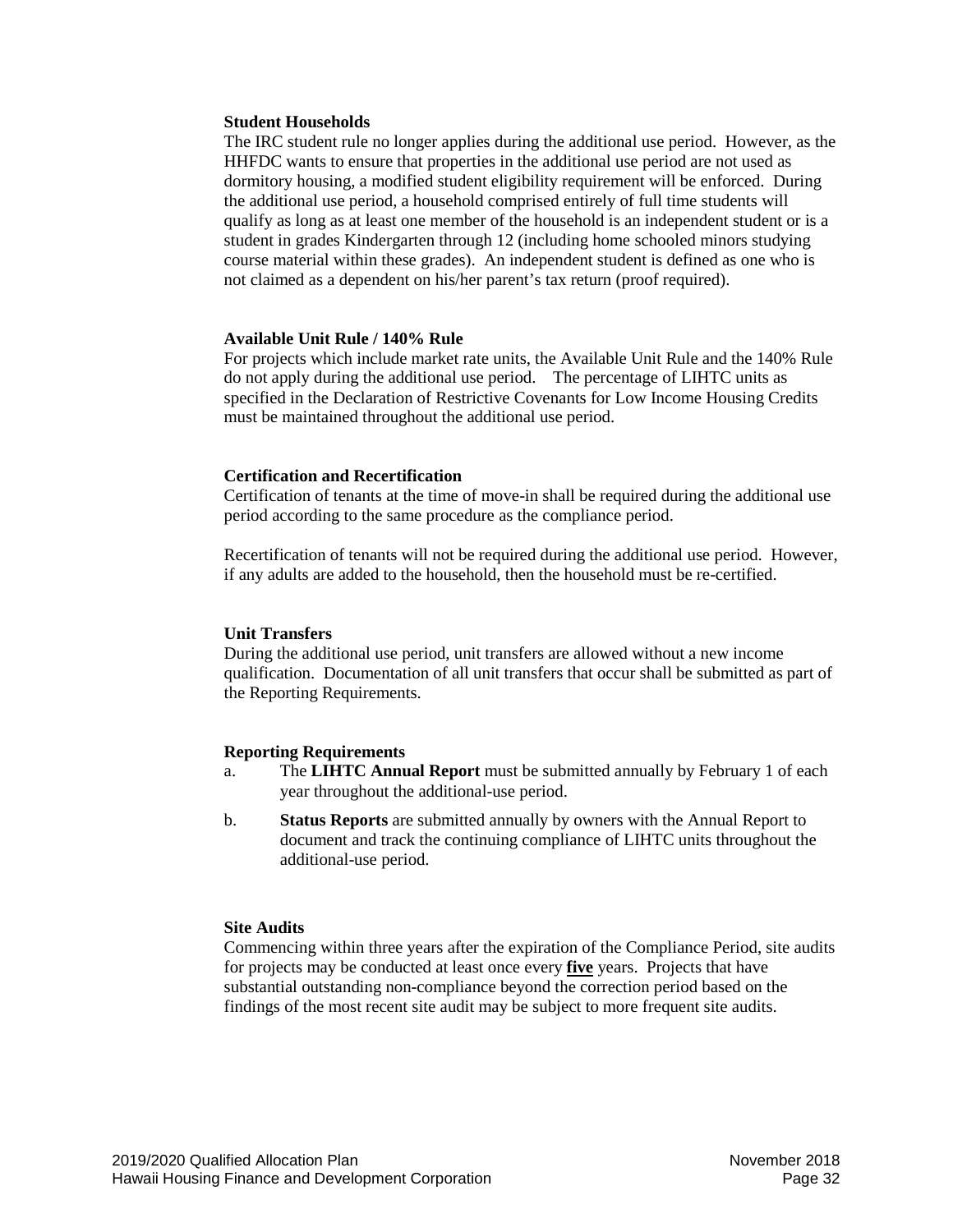### Student Households

The IRC student rule no longer applies during the additional use period. However, as the HHFDC wants to ensure that properties in the additional use period are not used as dormitory housing, a modified student eligibility requirement will be enforced. During the additional use period, a household comprised entirely of full time students will qualify as long as at least one member of the household is an independent student or is a student in grades Kindergarten through 12 (including home schooled minors studying course material within these grades). An independent student is defined as one who is not claimed as a dependent on his/her parent's tax return (proof required).

### Available Unit Rule / 140% Rule

For projects which include market rate units, the Available Unit Rule and the 140% Rule do not apply during the additional use period. The percentage of LIHTC units as specified in the Declaration of Restrictive Covenants for Low Income Housing Credits must be maintained throughout the additional use period.

### Certification and Recertification

Certification of tenants at the time of move-in shall be required during the additional use period according to the same procedure as the compliance period.

Recertification of tenants will not be required during the additional use period. However, if any adults are added to the household, then the household must be re-certified.

### Unit Transfers

During the additional use period, unit transfers are allowed without a new income qualification. Documentation of all unit transfers that occur shall be submitted as part of the Reporting Requirements.

### Reporting Requirements

a. The **LIHTC Annual Report** must be submitted annually by February 1 of each year throughout the additional-use period.

b. **Status Reports** are submitted annually by owners with the Annual Report to document and track the continuing compliance of LIHTC units throughout the additional-use period.

### Site Audits

Commencing within three years after the expiration of the Compliance Period, site audits for projects may be conducted at least once every **five** years. Projects that have substantial outstanding non-compliance beyond the correction period based on the findings of the most recent site audit may be subject to more frequent site audits.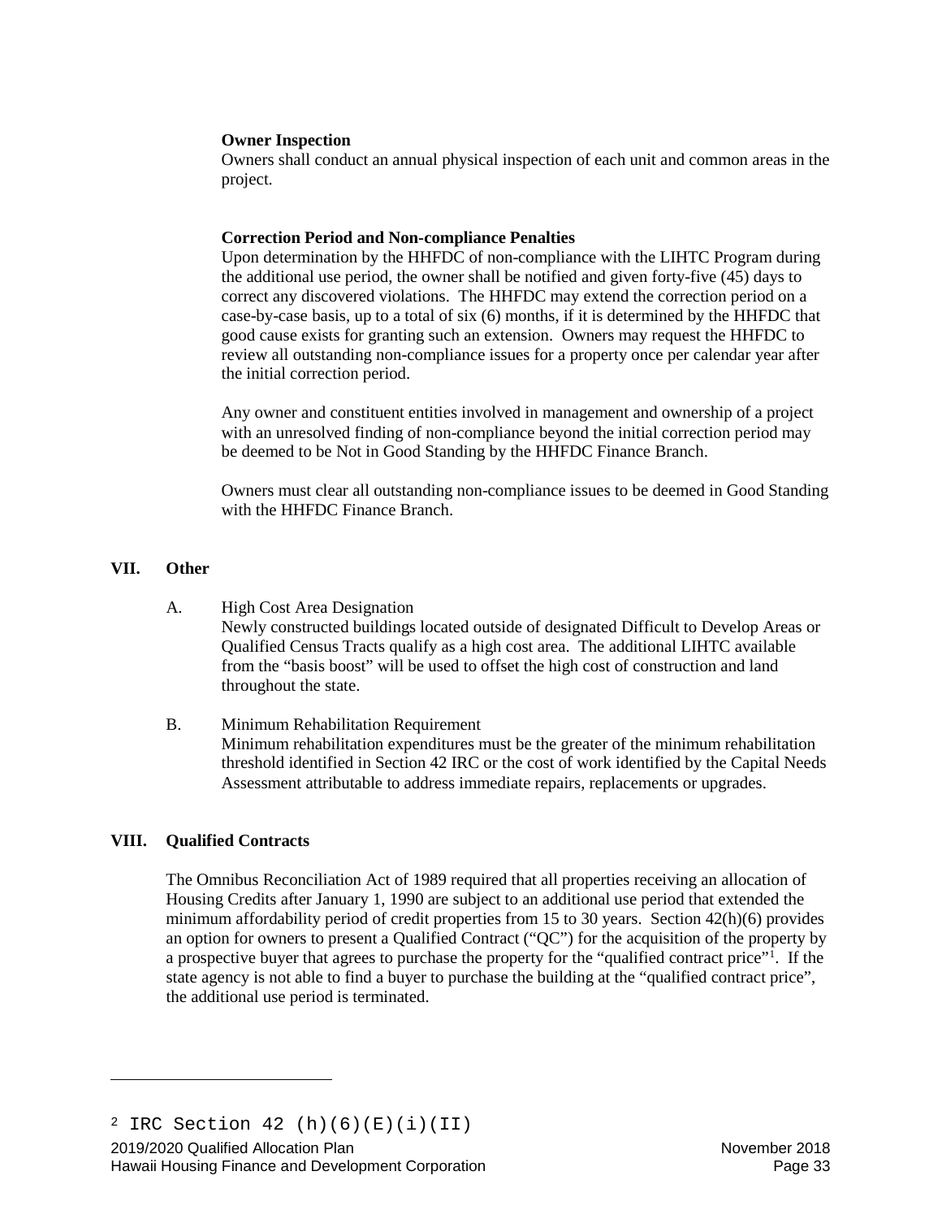**Owner Inspection**

Owners shall conduct an annual physical inspection of each unit and common areas in the project.

**Correction Period and Non-compliance Penalties**

Upon determination by the HHFDC of non-compliance with the LIHTC Program during the additional use period, the owner shall be notified and given forty-five (45) days to correct any discovered violations. The HHFDC may extend the correction period on a case-by-case basis, up to a total of six (6) months, if it is determined by the HHFDC that good cause exists for granting such an extension. Owners may request the HHFDC to review all outstanding non-compliance issues for a property once per calendar year after the initial correction period.

Any owner and constituent entities involved in management and ownership of a project with an unresolved finding of non-compliance beyond the initial correction period may be deemed to be Not in Good Standing by the HHFDC Finance Branch.

Owners must clear all outstanding non-compliance issues to be deemed in Good Standing with the HHFDC Finance Branch.

## VII. Other

A. High Cost Area Designation

Newly constructed buildings located outside of designated Difficult to Develop Areas or Qualified Census Tracts qualify as a high cost area. The additional LIHTC available from the "basis boost" will be used to offset the high cost of construction and land throughout the state.

B. Minimum Rehabilitation Requirement

Minimum rehabilitation expenditures must be the greater of the minimum rehabilitation threshold identified in Section 42 IRC or the cost of work identified by the Capital Needs Assessment attributable to address immediate repairs, replacements or upgrades.

## VIII. Qualified Contracts

The Omnibus Reconciliation Act of 1989 required that all properties receiving an allocation of Housing Credits after January 1, 1990 are subject to an additional use period that extended the minimum affordability period of credit properties from 15 to 30 years. Section 42(h)(6) provides an option for owners to present a Qualified Contract ("QC") for the acquisition of the property by a prospective buyer that agrees to purchase the property for the "qualified contract price"[1]. If the state agency is not able to find a buyer to purchase the building at the "qualified contract price", the additional use period is terminated.

---

[2] IRC Section 42 (h)(6)(E)(i)(II)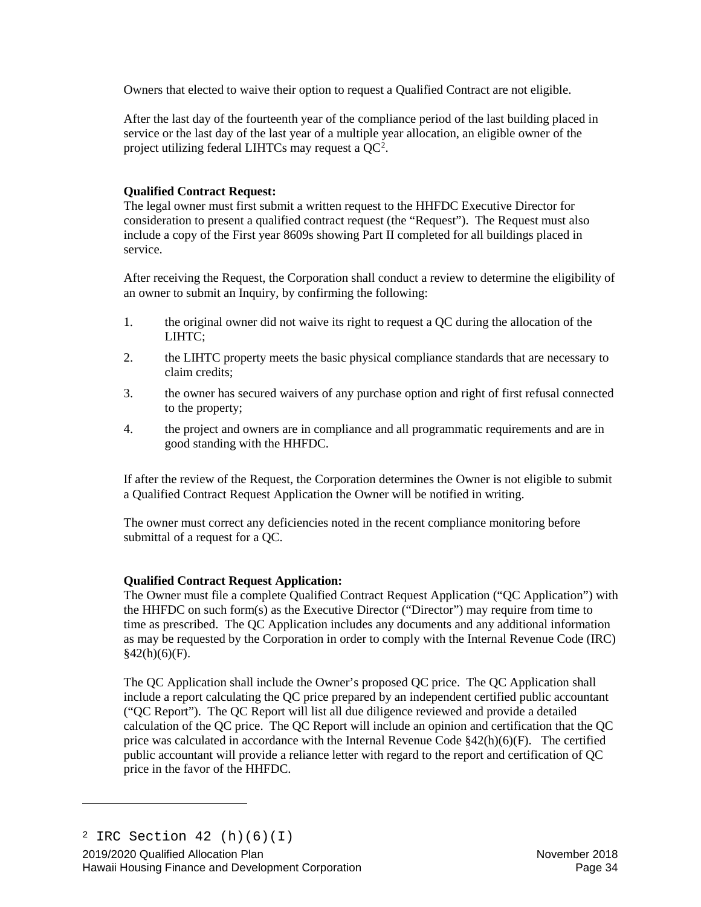Owners that elected to waive their option to request a Qualified Contract are not eligible.

After the last day of the fourteenth year of the compliance period of the last building placed in service or the last day of the last year of a multiple year allocation, an eligible owner of the project utilizing federal LIHTCs may request a QC[2].

**Qualified Contract Request:**
The legal owner must first submit a written request to the HHFDC Executive Director for consideration to present a qualified contract request (the "Request"). The Request must also include a copy of the First year 8609s showing Part II completed for all buildings placed in service.

After receiving the Request, the Corporation shall conduct a review to determine the eligibility of an owner to submit an Inquiry, by confirming the following:

1. the original owner did not waive its right to request a QC during the allocation of the LIHTC;
2. the LIHTC property meets the basic physical compliance standards that are necessary to claim credits;
3. the owner has secured waivers of any purchase option and right of first refusal connected to the property;
4. the project and owners are in compliance and all programmatic requirements and are in good standing with the HHFDC.

If after the review of the Request, the Corporation determines the Owner is not eligible to submit a Qualified Contract Request Application the Owner will be notified in writing.

The owner must correct any deficiencies noted in the recent compliance monitoring before submittal of a request for a QC.

**Qualified Contract Request Application:**
The Owner must file a complete Qualified Contract Request Application ("QC Application") with the HHFDC on such form(s) as the Executive Director ("Director") may require from time to time as prescribed. The QC Application includes any documents and any additional information as may be requested by the Corporation in order to comply with the Internal Revenue Code (IRC) §42(h)(6)(F).

The QC Application shall include the Owner's proposed QC price. The QC Application shall include a report calculating the QC price prepared by an independent certified public accountant ("QC Report"). The QC Report will list all due diligence reviewed and provide a detailed calculation of the QC price. The QC Report will include an opinion and certification that the QC price was calculated in accordance with the Internal Revenue Code §42(h)(6)(F). The certified public accountant will provide a reliance letter with regard to the report and certification of QC price in the favor of the HHFDC.

---

[2] IRC Section 42 (h)(6)(I)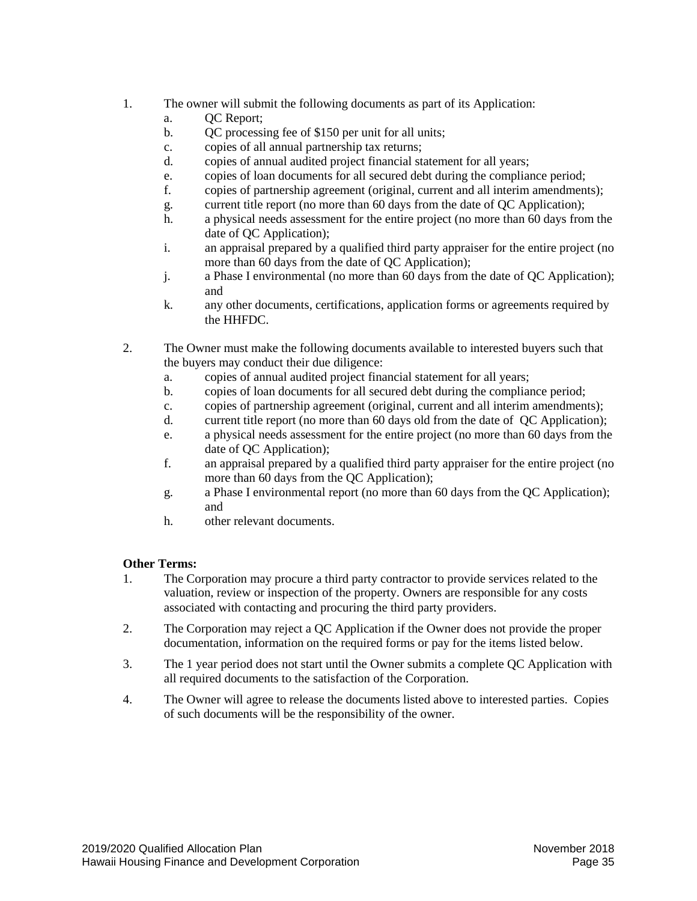1. The owner will submit the following documents as part of its Application:
   a. QC Report;
   b. QC processing fee of $150 per unit for all units;
   c. copies of all annual partnership tax returns;
   d. copies of annual audited project financial statement for all years;
   e. copies of loan documents for all secured debt during the compliance period;
   f. copies of partnership agreement (original, current and all interim amendments);
   g. current title report (no more than 60 days from the date of QC Application);
   h. a physical needs assessment for the entire project (no more than 60 days from the date of QC Application);
   i. an appraisal prepared by a qualified third party appraiser for the entire project (no more than 60 days from the date of QC Application);
   j. a Phase I environmental (no more than 60 days from the date of QC Application); and
   k. any other documents, certifications, application forms or agreements required by the HHFDC.

2. The Owner must make the following documents available to interested buyers such that the buyers may conduct their due diligence:
   a. copies of annual audited project financial statement for all years;
   b. copies of loan documents for all secured debt during the compliance period;
   c. copies of partnership agreement (original, current and all interim amendments);
   d. current title report (no more than 60 days old from the date of QC Application);
   e. a physical needs assessment for the entire project (no more than 60 days from the date of QC Application);
   f. an appraisal prepared by a qualified third party appraiser for the entire project (no more than 60 days from the QC Application);
   g. a Phase I environmental report (no more than 60 days from the QC Application); and
   h. other relevant documents.

**Other Terms:**

1. The Corporation may procure a third party contractor to provide services related to the valuation, review or inspection of the property. Owners are responsible for any costs associated with contacting and procuring the third party providers.
2. The Corporation may reject a QC Application if the Owner does not provide the proper documentation, information on the required forms or pay for the items listed below.
3. The 1 year period does not start until the Owner submits a complete QC Application with all required documents to the satisfaction of the Corporation.
4. The Owner will agree to release the documents listed above to interested parties. Copies of such documents will be the responsibility of the owner.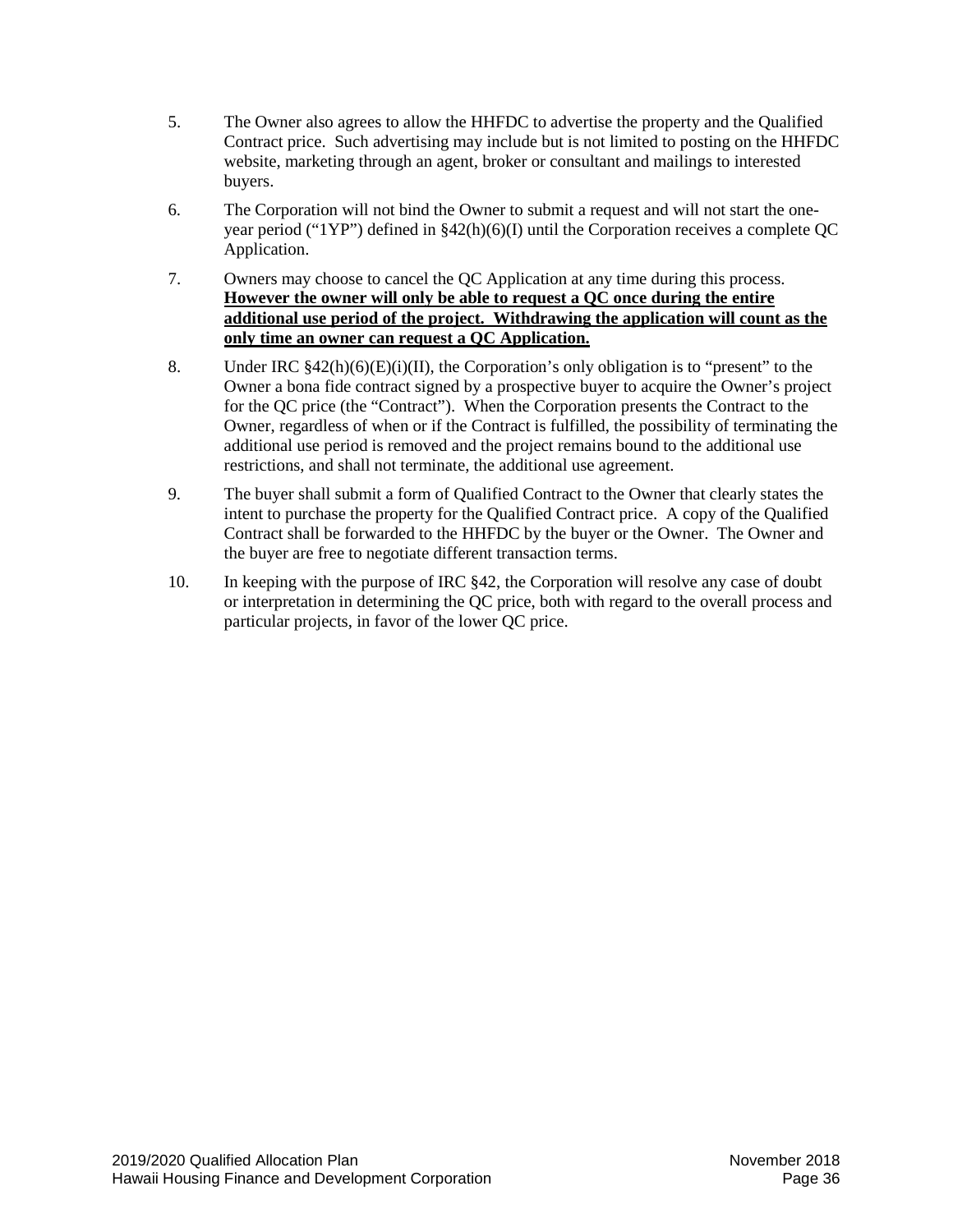5. The Owner also agrees to allow the HHFDC to advertise the property and the Qualified Contract price. Such advertising may include but is not limited to posting on the HHFDC website, marketing through an agent, broker or consultant and mailings to interested buyers.

6. The Corporation will not bind the Owner to submit a request and will not start the one-year period ("1YP") defined in §42(h)(6)(I) until the Corporation receives a complete QC Application.

7. Owners may choose to cancel the QC Application at any time during this process. **However the owner will only be able to request a QC once during the entire additional use period of the project. Withdrawing the application will count as the only time an owner can request a QC Application.**

8. Under IRC §42(h)(6)(E)(i)(II), the Corporation's only obligation is to "present" to the Owner a bona fide contract signed by a prospective buyer to acquire the Owner's project for the QC price (the "Contract"). When the Corporation presents the Contract to the Owner, regardless of when or if the Contract is fulfilled, the possibility of terminating the additional use period is removed and the project remains bound to the additional use restrictions, and shall not terminate, the additional use agreement.

9. The buyer shall submit a form of Qualified Contract to the Owner that clearly states the intent to purchase the property for the Qualified Contract price. A copy of the Qualified Contract shall be forwarded to the HHFDC by the buyer or the Owner. The Owner and the buyer are free to negotiate different transaction terms.

10. In keeping with the purpose of IRC §42, the Corporation will resolve any case of doubt or interpretation in determining the QC price, both with regard to the overall process and particular projects, in favor of the lower QC price.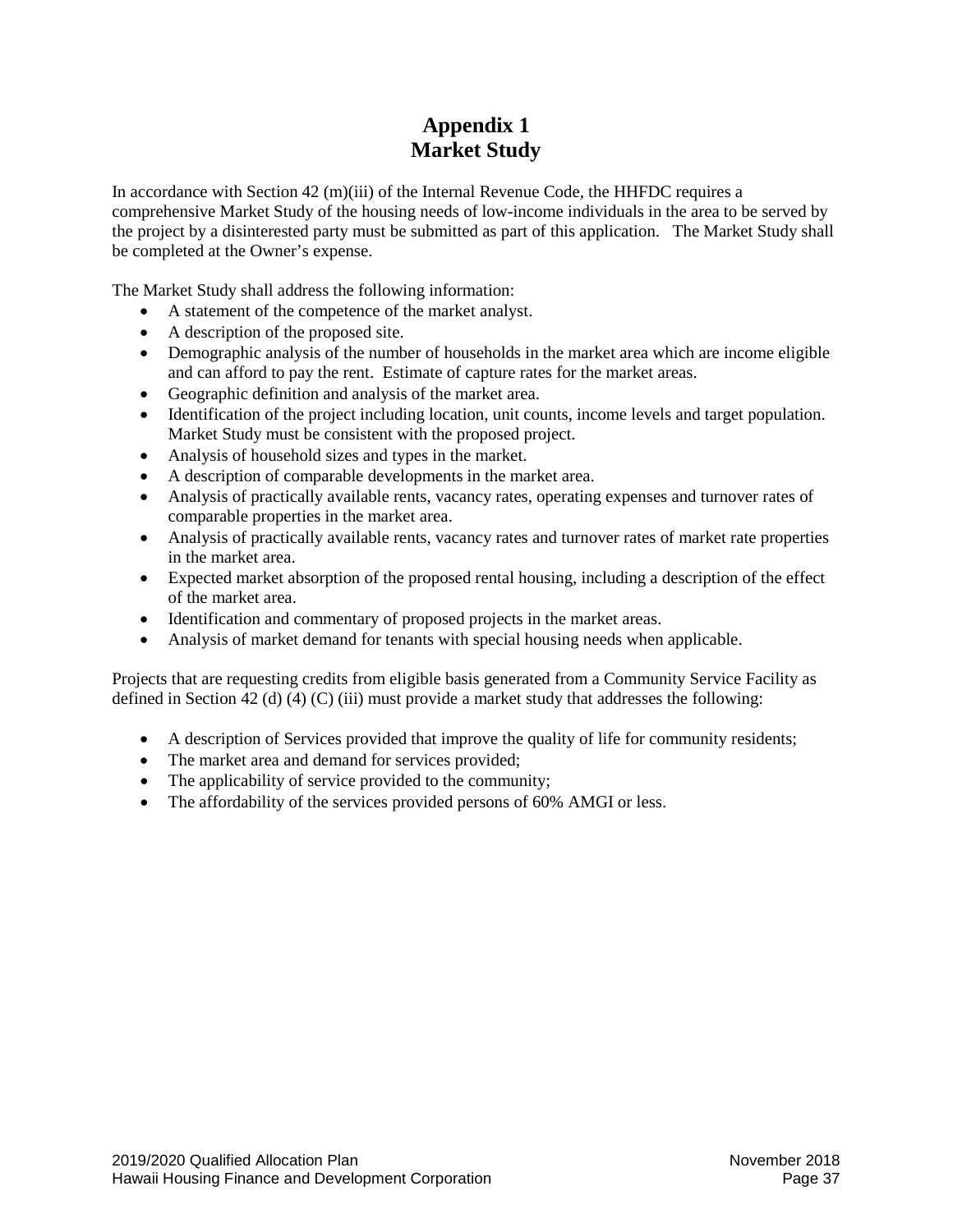# Appendix 1
# Market Study

In accordance with Section 42 (m)(iii) of the Internal Revenue Code, the HHFDC requires a comprehensive Market Study of the housing needs of low-income individuals in the area to be served by the project by a disinterested party must be submitted as part of this application. The Market Study shall be completed at the Owner's expense.

The Market Study shall address the following information:

- A statement of the competence of the market analyst.
- A description of the proposed site.
- Demographic analysis of the number of households in the market area which are income eligible and can afford to pay the rent. Estimate of capture rates for the market areas.
- Geographic definition and analysis of the market area.
- Identification of the project including location, unit counts, income levels and target population. Market Study must be consistent with the proposed project.
- Analysis of household sizes and types in the market.
- A description of comparable developments in the market area.
- Analysis of practically available rents, vacancy rates, operating expenses and turnover rates of comparable properties in the market area.
- Analysis of practically available rents, vacancy rates and turnover rates of market rate properties in the market area.
- Expected market absorption of the proposed rental housing, including a description of the effect of the market area.
- Identification and commentary of proposed projects in the market areas.
- Analysis of market demand for tenants with special housing needs when applicable.

Projects that are requesting credits from eligible basis generated from a Community Service Facility as defined in Section 42 (d) (4) (C) (iii) must provide a market study that addresses the following:

- A description of Services provided that improve the quality of life for community residents;
- The market area and demand for services provided;
- The applicability of service provided to the community;
- The affordability of the services provided persons of 60% AMGI or less.